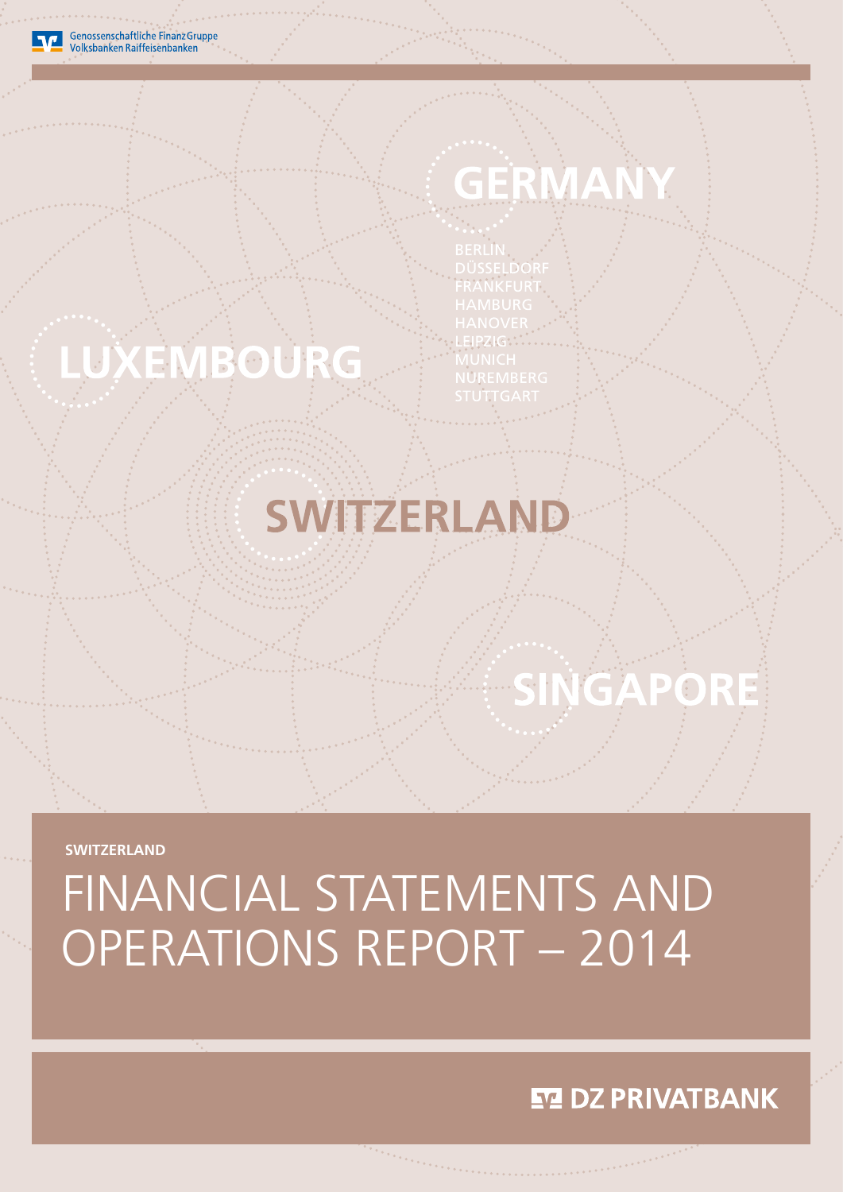Genossenschaftliche FinanzGruppe
Volksbanken Raiffeisenbanken

GERMANY

BERLIN
DÜSSELDORF
FRANKFURT
HAMBURG
HANOVER
LEIPZIG
MUNICH
NUREMBERG
STUTTGART

LUXEMBOURG

SWITZERLAND

SINGAPORE

**SWITZERLAND**

# FINANCIAL STATEMENTS AND OPERATIONS REPORT – 2014

DZ PRIVATBANK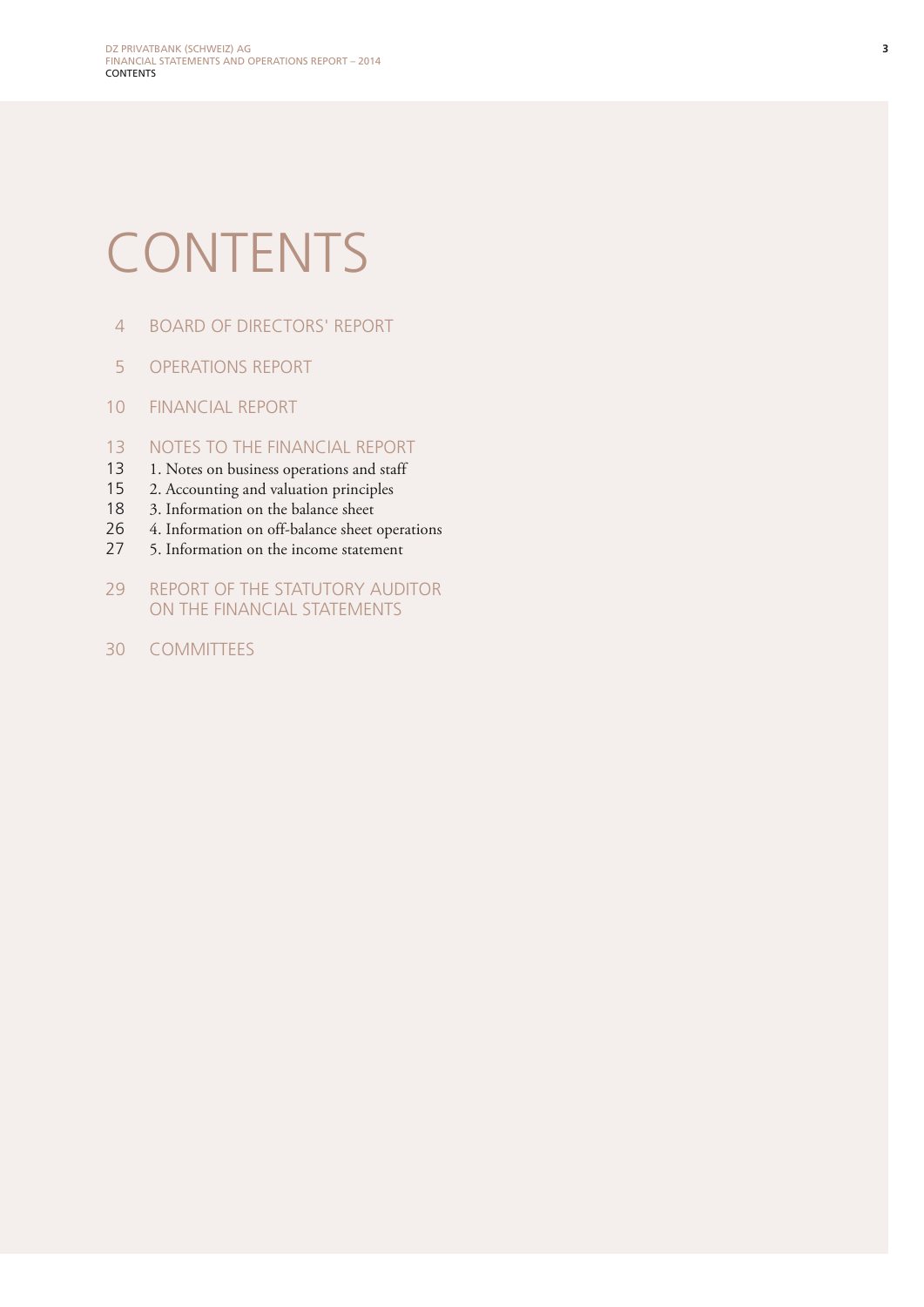# CONTENTS

4 BOARD OF DIRECTORS' REPORT

5 OPERATIONS REPORT

10 FINANCIAL REPORT

13 NOTES TO THE FINANCIAL REPORT
13 1. Notes on business operations and staff
15 2. Accounting and valuation principles
18 3. Information on the balance sheet
26 4. Information on off-balance sheet operations
27 5. Information on the income statement

29 REPORT OF THE STATUTORY AUDITOR ON THE FINANCIAL STATEMENTS

30 COMMITTEES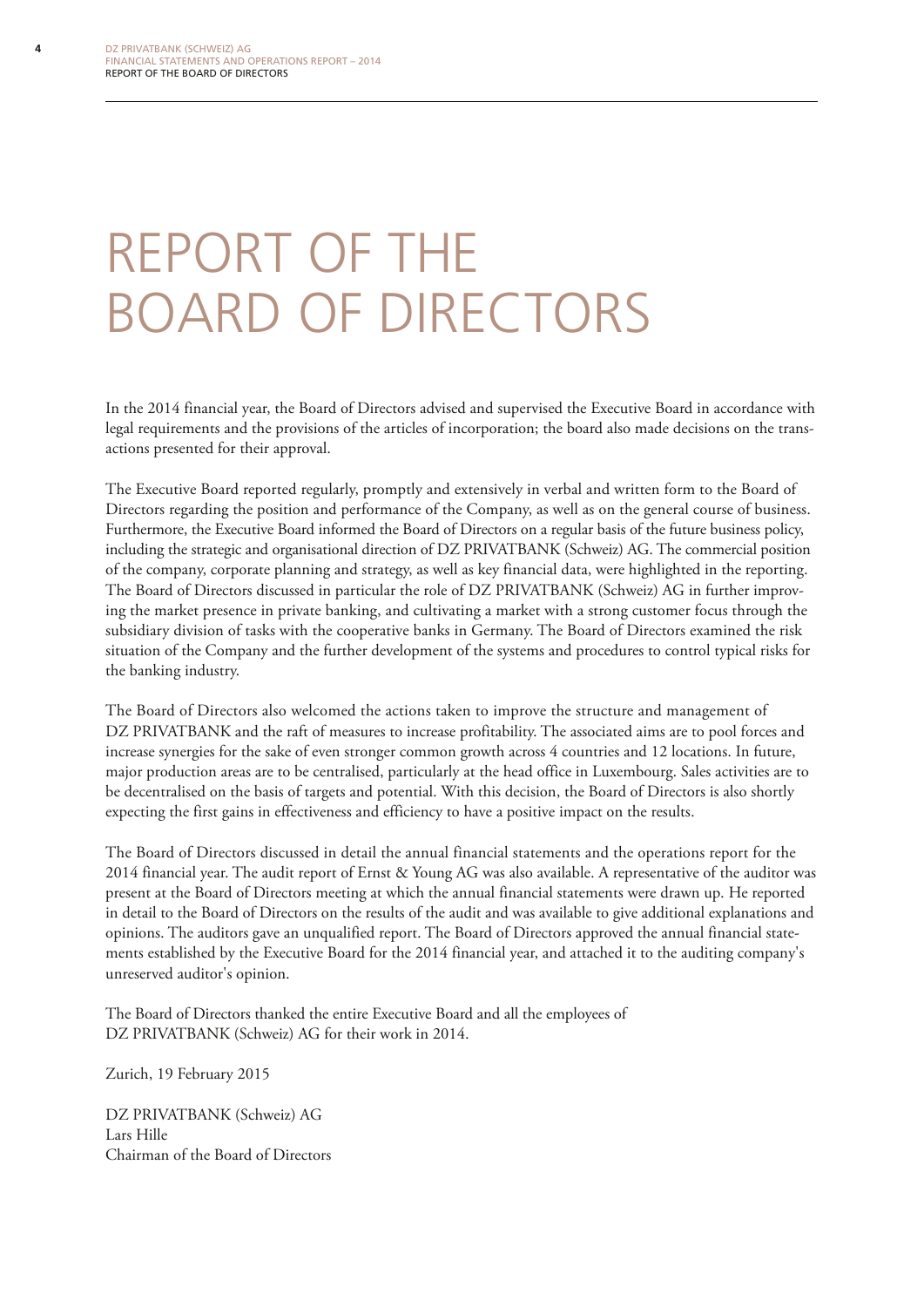# REPORT OF THE BOARD OF DIRECTORS

In the 2014 financial year, the Board of Directors advised and supervised the Executive Board in accordance with legal requirements and the provisions of the articles of incorporation; the board also made decisions on the transactions presented for their approval.

The Executive Board reported regularly, promptly and extensively in verbal and written form to the Board of Directors regarding the position and performance of the Company, as well as on the general course of business. Furthermore, the Executive Board informed the Board of Directors on a regular basis of the future business policy, including the strategic and organisational direction of DZ PRIVATBANK (Schweiz) AG. The commercial position of the company, corporate planning and strategy, as well as key financial data, were highlighted in the reporting. The Board of Directors discussed in particular the role of DZ PRIVATBANK (Schweiz) AG in further improving the market presence in private banking, and cultivating a market with a strong customer focus through the subsidiary division of tasks with the cooperative banks in Germany. The Board of Directors examined the risk situation of the Company and the further development of the systems and procedures to control typical risks for the banking industry.

The Board of Directors also welcomed the actions taken to improve the structure and management of DZ PRIVATBANK and the raft of measures to increase profitability. The associated aims are to pool forces and increase synergies for the sake of even stronger common growth across 4 countries and 12 locations. In future, major production areas are to be centralised, particularly at the head office in Luxembourg. Sales activities are to be decentralised on the basis of targets and potential. With this decision, the Board of Directors is also shortly expecting the first gains in effectiveness and efficiency to have a positive impact on the results.

The Board of Directors discussed in detail the annual financial statements and the operations report for the 2014 financial year. The audit report of Ernst & Young AG was also available. A representative of the auditor was present at the Board of Directors meeting at which the annual financial statements were drawn up. He reported in detail to the Board of Directors on the results of the audit and was available to give additional explanations and opinions. The auditors gave an unqualified report. The Board of Directors approved the annual financial statements established by the Executive Board for the 2014 financial year, and attached it to the auditing company's unreserved auditor's opinion.

The Board of Directors thanked the entire Executive Board and all the employees of DZ PRIVATBANK (Schweiz) AG for their work in 2014.

Zurich, 19 February 2015

DZ PRIVATBANK (Schweiz) AG
Lars Hille
Chairman of the Board of Directors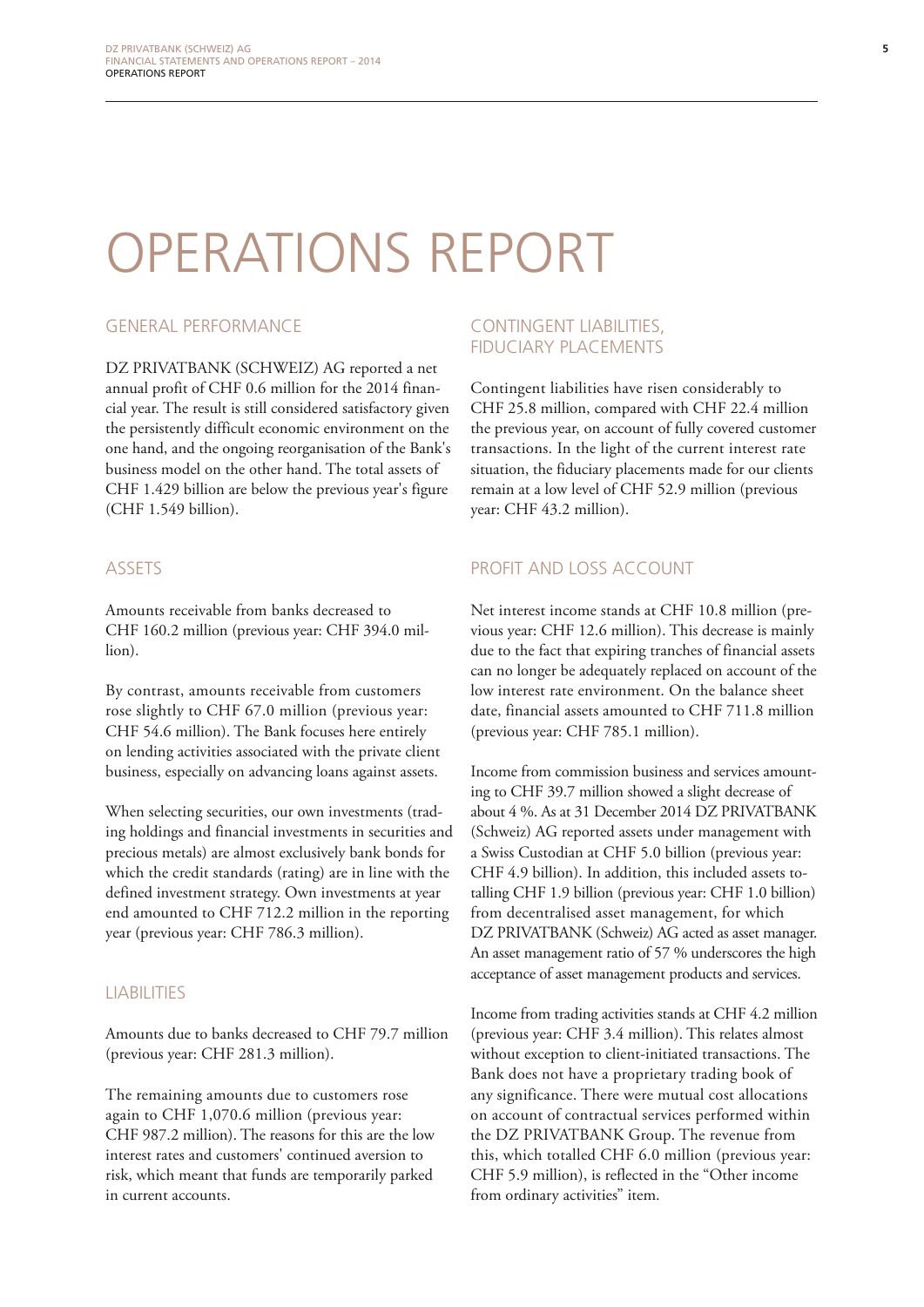# OPERATIONS REPORT

## GENERAL PERFORMANCE

DZ PRIVATBANK (SCHWEIZ) AG reported a net annual profit of CHF 0.6 million for the 2014 financial year. The result is still considered satisfactory given the persistently difficult economic environment on the one hand, and the ongoing reorganisation of the Bank's business model on the other hand. The total assets of CHF 1.429 billion are below the previous year's figure (CHF 1.549 billion).

## ASSETS

Amounts receivable from banks decreased to CHF 160.2 million (previous year: CHF 394.0 million).

By contrast, amounts receivable from customers rose slightly to CHF 67.0 million (previous year: CHF 54.6 million). The Bank focuses here entirely on lending activities associated with the private client business, especially on advancing loans against assets.

When selecting securities, our own investments (trading holdings and financial investments in securities and precious metals) are almost exclusively bank bonds for which the credit standards (rating) are in line with the defined investment strategy. Own investments at year end amounted to CHF 712.2 million in the reporting year (previous year: CHF 786.3 million).

## LIABILITIES

Amounts due to banks decreased to CHF 79.7 million (previous year: CHF 281.3 million).

The remaining amounts due to customers rose again to CHF 1,070.6 million (previous year: CHF 987.2 million). The reasons for this are the low interest rates and customers' continued aversion to risk, which meant that funds are temporarily parked in current accounts.

## CONTINGENT LIABILITIES, FIDUCIARY PLACEMENTS

Contingent liabilities have risen considerably to CHF 25.8 million, compared with CHF 22.4 million the previous year, on account of fully covered customer transactions. In the light of the current interest rate situation, the fiduciary placements made for our clients remain at a low level of CHF 52.9 million (previous year: CHF 43.2 million).

## PROFIT AND LOSS ACCOUNT

Net interest income stands at CHF 10.8 million (previous year: CHF 12.6 million). This decrease is mainly due to the fact that expiring tranches of financial assets can no longer be adequately replaced on account of the low interest rate environment. On the balance sheet date, financial assets amounted to CHF 711.8 million (previous year: CHF 785.1 million).

Income from commission business and services amounting to CHF 39.7 million showed a slight decrease of about 4 %. As at 31 December 2014 DZ PRIVATBANK (Schweiz) AG reported assets under management with a Swiss Custodian at CHF 5.0 billion (previous year: CHF 4.9 billion). In addition, this included assets totalling CHF 1.9 billion (previous year: CHF 1.0 billion) from decentralised asset management, for which DZ PRIVATBANK (Schweiz) AG acted as asset manager. An asset management ratio of 57 % underscores the high acceptance of asset management products and services.

Income from trading activities stands at CHF 4.2 million (previous year: CHF 3.4 million). This relates almost without exception to client-initiated transactions. The Bank does not have a proprietary trading book of any significance. There were mutual cost allocations on account of contractual services performed within the DZ PRIVATBANK Group. The revenue from this, which totalled CHF 6.0 million (previous year: CHF 5.9 million), is reflected in the "Other income from ordinary activities" item.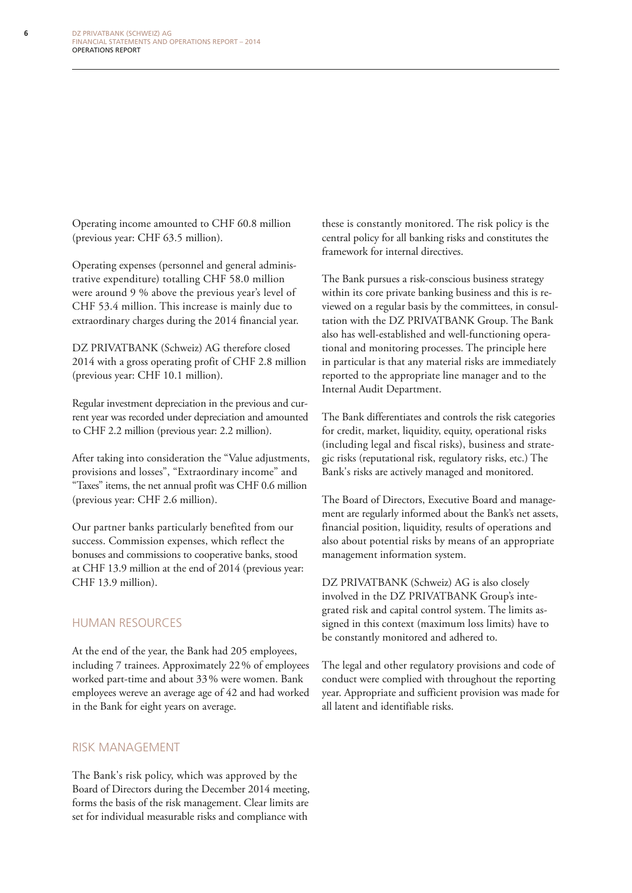Operating income amounted to CHF 60.8 million (previous year: CHF 63.5 million).

Operating expenses (personnel and general administrative expenditure) totalling CHF 58.0 million were around 9 % above the previous year's level of CHF 53.4 million. This increase is mainly due to extraordinary charges during the 2014 financial year.

DZ PRIVATBANK (Schweiz) AG therefore closed 2014 with a gross operating profit of CHF 2.8 million (previous year: CHF 10.1 million).

Regular investment depreciation in the previous and current year was recorded under depreciation and amounted to CHF 2.2 million (previous year: 2.2 million).

After taking into consideration the "Value adjustments, provisions and losses", "Extraordinary income" and "Taxes" items, the net annual profit was CHF 0.6 million (previous year: CHF 2.6 million).

Our partner banks particularly benefited from our success. Commission expenses, which reflect the bonuses and commissions to cooperative banks, stood at CHF 13.9 million at the end of 2014 (previous year: CHF 13.9 million).

## HUMAN RESOURCES

At the end of the year, the Bank had 205 employees, including 7 trainees. Approximately 22% of employees worked part-time and about 33% were women. Bank employees wereve an average age of 42 and had worked in the Bank for eight years on average.

## RISK MANAGEMENT

The Bank's risk policy, which was approved by the Board of Directors during the December 2014 meeting, forms the basis of the risk management. Clear limits are set for individual measurable risks and compliance with these is constantly monitored. The risk policy is the central policy for all banking risks and constitutes the framework for internal directives.

The Bank pursues a risk-conscious business strategy within its core private banking business and this is reviewed on a regular basis by the committees, in consultation with the DZ PRIVATBANK Group. The Bank also has well-established and well-functioning operational and monitoring processes. The principle here in particular is that any material risks are immediately reported to the appropriate line manager and to the Internal Audit Department.

The Bank differentiates and controls the risk categories for credit, market, liquidity, equity, operational risks (including legal and fiscal risks), business and strategic risks (reputational risk, regulatory risks, etc.) The Bank's risks are actively managed and monitored.

The Board of Directors, Executive Board and management are regularly informed about the Bank's net assets, financial position, liquidity, results of operations and also about potential risks by means of an appropriate management information system.

DZ PRIVATBANK (Schweiz) AG is also closely involved in the DZ PRIVATBANK Group's integrated risk and capital control system. The limits assigned in this context (maximum loss limits) have to be constantly monitored and adhered to.

The legal and other regulatory provisions and code of conduct were complied with throughout the reporting year. Appropriate and sufficient provision was made for all latent and identifiable risks.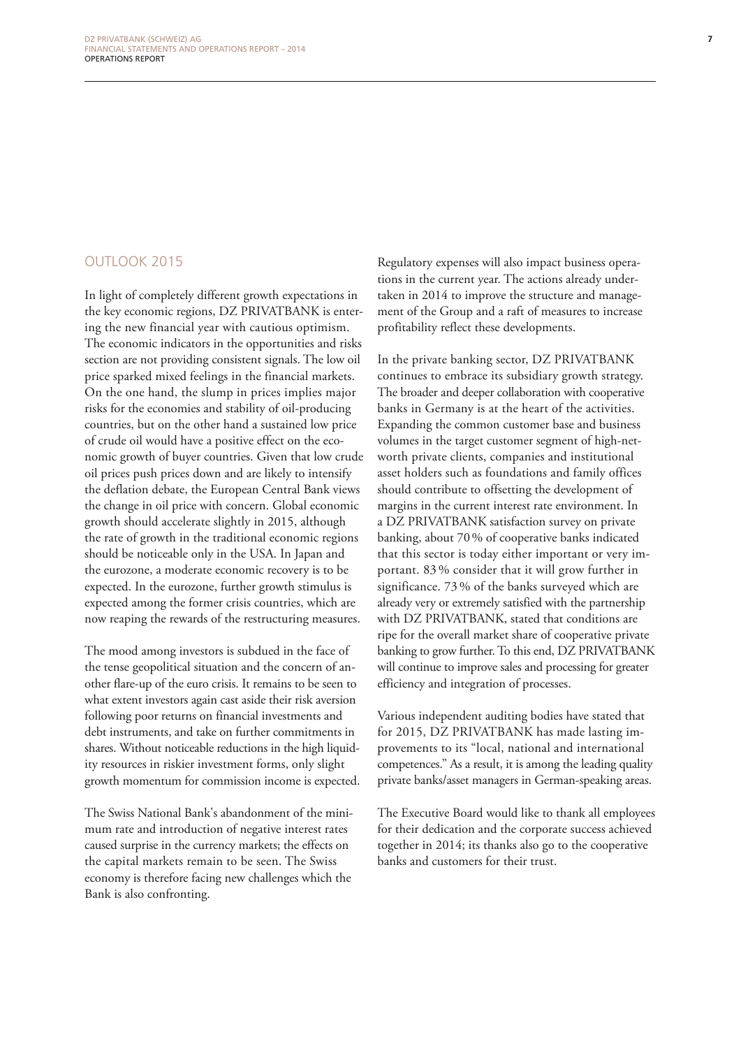## OUTLOOK 2015

In light of completely different growth expectations in the key economic regions, DZ PRIVATBANK is entering the new financial year with cautious optimism. The economic indicators in the opportunities and risks section are not providing consistent signals. The low oil price sparked mixed feelings in the financial markets. On the one hand, the slump in prices implies major risks for the economies and stability of oil-producing countries, but on the other hand a sustained low price of crude oil would have a positive effect on the economic growth of buyer countries. Given that low crude oil prices push prices down and are likely to intensify the deflation debate, the European Central Bank views the change in oil price with concern. Global economic growth should accelerate slightly in 2015, although the rate of growth in the traditional economic regions should be noticeable only in the USA. In Japan and the eurozone, a moderate economic recovery is to be expected. In the eurozone, further growth stimulus is expected among the former crisis countries, which are now reaping the rewards of the restructuring measures.

The mood among investors is subdued in the face of the tense geopolitical situation and the concern of another flare-up of the euro crisis. It remains to be seen to what extent investors again cast aside their risk aversion following poor returns on financial investments and debt instruments, and take on further commitments in shares. Without noticeable reductions in the high liquidity resources in riskier investment forms, only slight growth momentum for commission income is expected.

The Swiss National Bank's abandonment of the minimum rate and introduction of negative interest rates caused surprise in the currency markets; the effects on the capital markets remain to be seen. The Swiss economy is therefore facing new challenges which the Bank is also confronting.

Regulatory expenses will also impact business operations in the current year. The actions already undertaken in 2014 to improve the structure and management of the Group and a raft of measures to increase profitability reflect these developments.

In the private banking sector, DZ PRIVATBANK continues to embrace its subsidiary growth strategy. The broader and deeper collaboration with cooperative banks in Germany is at the heart of the activities. Expanding the common customer base and business volumes in the target customer segment of high-net-worth private clients, companies and institutional asset holders such as foundations and family offices should contribute to offsetting the development of margins in the current interest rate environment. In a DZ PRIVATBANK satisfaction survey on private banking, about 70 % of cooperative banks indicated that this sector is today either important or very important. 83 % consider that it will grow further in significance. 73 % of the banks surveyed which are already very or extremely satisfied with the partnership with DZ PRIVATBANK, stated that conditions are ripe for the overall market share of cooperative private banking to grow further. To this end, DZ PRIVATBANK will continue to improve sales and processing for greater efficiency and integration of processes.

Various independent auditing bodies have stated that for 2015, DZ PRIVATBANK has made lasting improvements to its "local, national and international competences." As a result, it is among the leading quality private banks/asset managers in German-speaking areas.

The Executive Board would like to thank all employees for their dedication and the corporate success achieved together in 2014; its thanks also go to the cooperative banks and customers for their trust.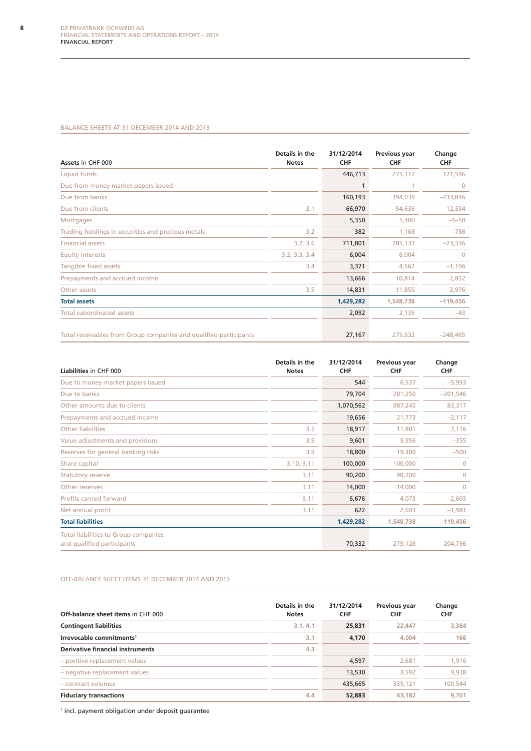## BALANCE SHEETS AT 31 DECEMBER 2014 AND 2013

| **Assets** in CHF 000 | Details in the Notes | 31/12/2014 CHF | Previous year CHF | Change CHF |
|---|---|---|---|---|
| Liquid funds | | 446,713 | 275,117 | 171,596 |
| Due from money market papers issued | | 1 | 1 | 0 |
| Due from banks | | 160,193 | 394,039 | −233,846 |
| Due from clients | 3.1 | 66,970 | 54,636 | 12,334 |
| Mortgages | | 5,350 | 5,400 | −5–50 |
| Trading holdings in securities and precious metals | 3.2 | 382 | 1,168 | −786 |
| Financial assets | 3.2, 3.6 | 711,801 | 785,137 | −73,336 |
| Equity interests | 3.2, 3.3, 3.4 | 6,004 | 6,004 | 0 |
| Tangible fixed assets | 3.4 | 3,371 | 4,567 | −1,196 |
| Prepayments and accrued income | | 13,666 | 10,814 | 2,852 |
| Other assets | 3.5 | 14,831 | 11,855 | 2,976 |
| **Total assets** | | **1,429,282** | **1,548,738** | **−119,456** |
| Total subordinated assets | | 2,092 | 2,135 | −43 |
| | | | | |
| Total receivables from Group companies and qualified participants | | 27,167 | 275,632 | −248,465 |

| **Liabilities** in CHF 000 | Details in the Notes | 31/12/2014 CHF | Previous year CHF | Change CHF |
|---|---|---|---|---|
| Due to money-market papers issued | | 544 | 6,537 | −5,993 |
| Due to banks | | 79,704 | 281,250 | −201,546 |
| Other amounts due to clients | | 1,070,562 | 987,245 | 83,317 |
| Prepayments and accrued income | | 19,656 | 21,773 | −2,117 |
| Other liabilities | 3.5 | 18,917 | 11,801 | 7,116 |
| Value adjustments and provisions | 3.9 | 9,601 | 9,956 | −355 |
| Reserves for general banking risks | 3.9 | 18,800 | 19,300 | −500 |
| Share capital | 3.10, 3.11 | 100,000 | 100,000 | 0 |
| Statutory reserve | 3.11 | 90,200 | 90,200 | 0 |
| Other reserves | 3.11 | 14,000 | 14,000 | 0 |
| Profits carried forward | 3.11 | 6,676 | 4,073 | 2,603 |
| Net annual profit | 3.11 | 622 | 2,603 | −1,981 |
| **Total liabilities** | | **1,429,282** | **1,548,738** | **−119,456** |
| Total liabilities to Group companies and qualified participants | | 70,332 | 275,128 | −204,796 |

## OFF-BALANCE SHEET ITEMS 31 DECEMBER 2014 AND 2013

| **Off-balance sheet items** in CHF 000 | Details in the Notes | 31/12/2014 CHF | Previous year CHF | Change CHF |
|---|---|---|---|---|
| **Contingent liabilities** | 3.1, 4.1 | **25,831** | 22,447 | 3,384 |
| **Irrevocable commitments**[1] | 3.1 | **4,170** | 4,004 | 166 |
| **Derivative financial instruments** | 4.3 | | | |
| – positive replacement values | | 4,597 | 2,681 | 1,916 |
| – negative replacement values | | 13,530 | 3,592 | 9,938 |
| – contract volumes | | 435,665 | 335,121 | 100,544 |
| **Fiduciary transactions** | 4.4 | **52,883** | 43,182 | 9,701 |

[1] incl. payment obligation under deposit guarantee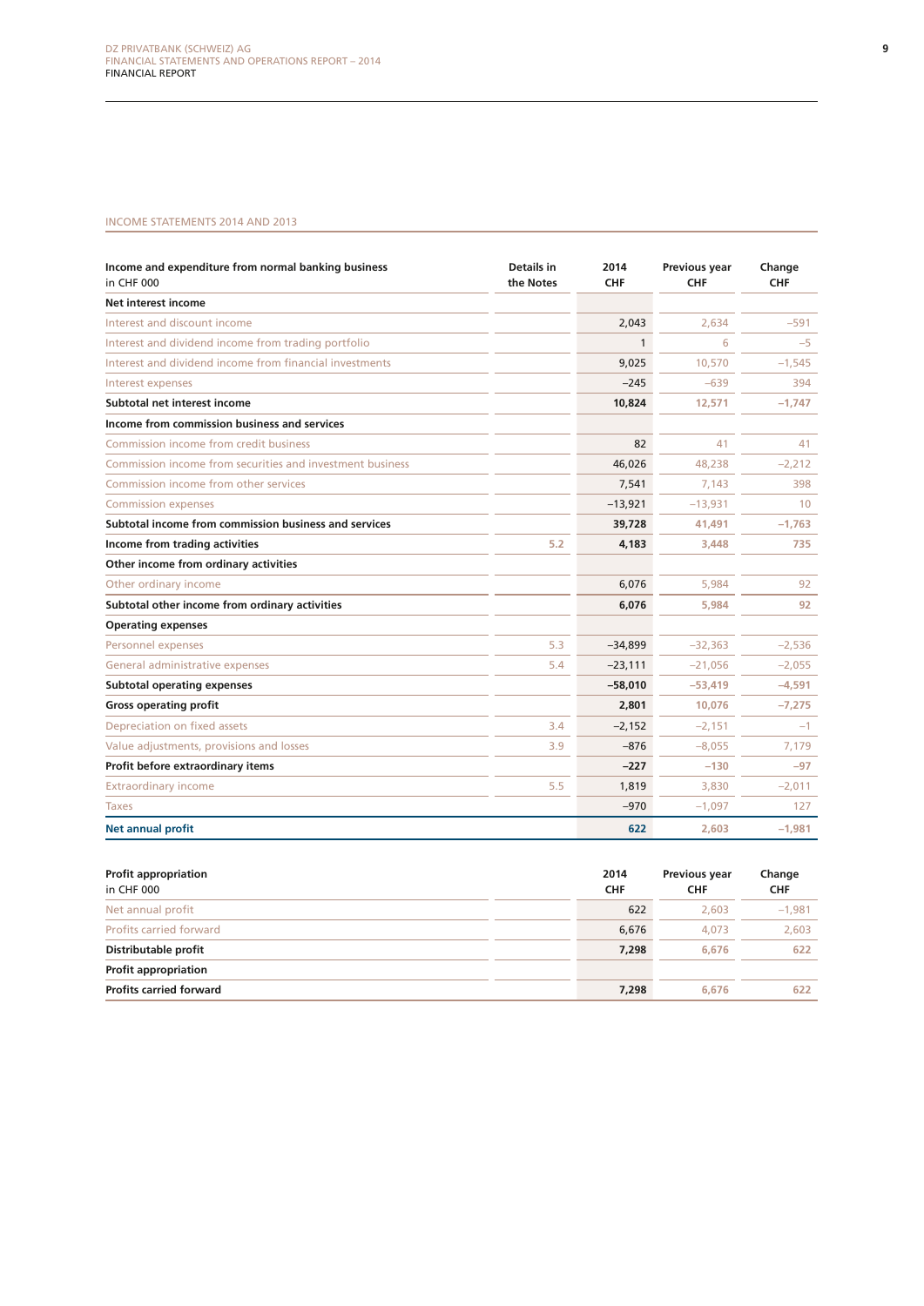## INCOME STATEMENTS 2014 AND 2013

| Income and expenditure from normal banking business in CHF 000 | Details in the Notes | 2014 CHF | Previous year CHF | Change CHF |
|---|---|---|---|---|
| **Net interest income** | | | | |
| Interest and discount income | | 2,043 | 2,634 | –591 |
| Interest and dividend income from trading portfolio | | 1 | 6 | –5 |
| Interest and dividend income from financial investments | | 9,025 | 10,570 | –1,545 |
| Interest expenses | | –245 | –639 | 394 |
| **Subtotal net interest income** | | **10,824** | **12,571** | **–1,747** |
| **Income from commission business and services** | | | | |
| Commission income from credit business | | 82 | 41 | 41 |
| Commission income from securities and investment business | | 46,026 | 48,238 | –2,212 |
| Commission income from other services | | 7,541 | 7,143 | 398 |
| Commission expenses | | –13,921 | –13,931 | 10 |
| **Subtotal income from commission business and services** | | **39,728** | **41,491** | **–1,763** |
| **Income from trading activities** | 5.2 | **4,183** | **3,448** | **735** |
| **Other income from ordinary activities** | | | | |
| Other ordinary income | | 6,076 | 5,984 | 92 |
| **Subtotal other income from ordinary activities** | | **6,076** | **5,984** | **92** |
| **Operating expenses** | | | | |
| Personnel expenses | 5.3 | –34,899 | –32,363 | –2,536 |
| General administrative expenses | 5.4 | –23,111 | –21,056 | –2,055 |
| **Subtotal operating expenses** | | **–58,010** | **–53,419** | **–4,591** |
| **Gross operating profit** | | **2,801** | **10,076** | **–7,275** |
| Depreciation on fixed assets | 3.4 | –2,152 | –2,151 | –1 |
| Value adjustments, provisions and losses | 3.9 | –876 | –8,055 | 7,179 |
| **Profit before extraordinary items** | | **–227** | **–130** | **–97** |
| Extraordinary income | 5.5 | 1,819 | 3,830 | –2,011 |
| Taxes | | –970 | –1,097 | 127 |
| **Net annual profit** | | **622** | **2,603** | **–1,981** |

| Profit appropriation in CHF 000 | | 2014 CHF | Previous year CHF | Change CHF |
|---|---|---|---|---|
| Net annual profit | | 622 | 2,603 | –1,981 |
| Profits carried forward | | 6,676 | 4,073 | 2,603 |
| **Distributable profit** | | **7,298** | **6,676** | **622** |
| **Profit appropriation** | | | | |
| **Profits carried forward** | | **7,298** | **6,676** | **622** |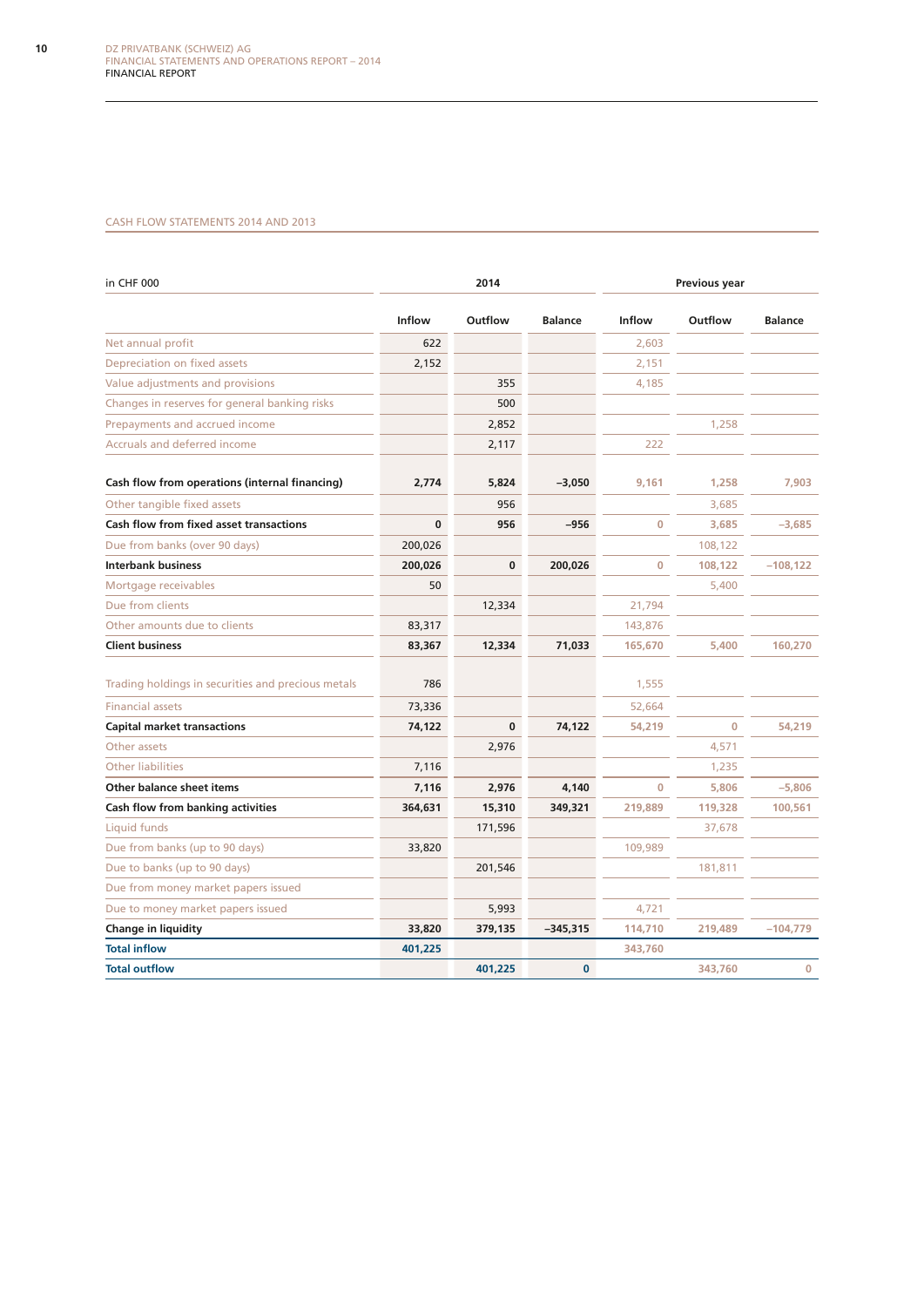## CASH FLOW STATEMENTS 2014 AND 2013

| in CHF 000 | 2014 | | | Previous year | | |
|---|---|---|---|---|---|---|
| | Inflow | Outflow | Balance | Inflow | Outflow | Balance |
| Net annual profit | 622 | | | 2,603 | | |
| Depreciation on fixed assets | 2,152 | | | 2,151 | | |
| Value adjustments and provisions | | 355 | | 4,185 | | |
| Changes in reserves for general banking risks | | 500 | | | | |
| Prepayments and accrued income | | 2,852 | | | 1,258 | |
| Accruals and deferred income | | 2,117 | | 222 | | |
| **Cash flow from operations (internal financing)** | **2,774** | **5,824** | **–3,050** | **9,161** | **1,258** | **7,903** |
| Other tangible fixed assets | | 956 | | | 3,685 | |
| **Cash flow from fixed asset transactions** | **0** | **956** | **–956** | **0** | **3,685** | **–3,685** |
| Due from banks (over 90 days) | 200,026 | | | | 108,122 | |
| **Interbank business** | **200,026** | **0** | **200,026** | **0** | **108,122** | **–108,122** |
| Mortgage receivables | 50 | | | | 5,400 | |
| Due from clients | | 12,334 | | 21,794 | | |
| Other amounts due to clients | 83,317 | | | 143,876 | | |
| **Client business** | **83,367** | **12,334** | **71,033** | **165,670** | **5,400** | **160,270** |
| Trading holdings in securities and precious metals | 786 | | | 1,555 | | |
| Financial assets | 73,336 | | | 52,664 | | |
| **Capital market transactions** | **74,122** | **0** | **74,122** | **54,219** | **0** | **54,219** |
| Other assets | | 2,976 | | | 4,571 | |
| Other liabilities | 7,116 | | | | 1,235 | |
| **Other balance sheet items** | **7,116** | **2,976** | **4,140** | **0** | **5,806** | **–5,806** |
| **Cash flow from banking activities** | **364,631** | **15,310** | **349,321** | **219,889** | **119,328** | **100,561** |
| Liquid funds | | 171,596 | | | 37,678 | |
| Due from banks (up to 90 days) | 33,820 | | | 109,989 | | |
| Due to banks (up to 90 days) | | 201,546 | | | 181,811 | |
| Due from money market papers issued | | | | | | |
| Due to money market papers issued | | 5,993 | | 4,721 | | |
| **Change in liquidity** | **33,820** | **379,135** | **–345,315** | **114,710** | **219,489** | **–104,779** |
| **Total inflow** | **401,225** | | | **343,760** | | |
| **Total outflow** | | **401,225** | **0** | | **343,760** | **0** |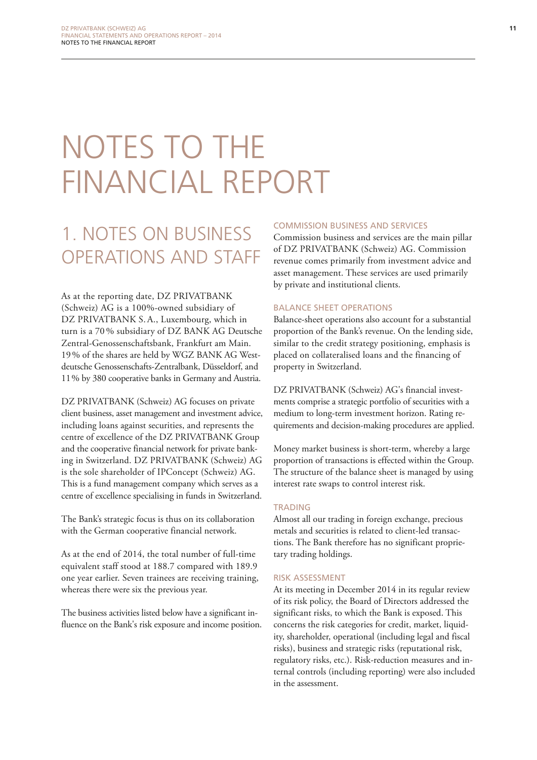# NOTES TO THE FINANCIAL REPORT

## 1. NOTES ON BUSINESS OPERATIONS AND STAFF

As at the reporting date, DZ PRIVATBANK (Schweiz) AG is a 100%-owned subsidiary of DZ PRIVATBANK S. A., Luxembourg, which in turn is a 70 % subsidiary of DZ BANK AG Deutsche Zentral-Genossenschaftsbank, Frankfurt am Main. 19% of the shares are held by WGZ BANK AG Westdeutsche Genossenschafts-Zentralbank, Düsseldorf, and 11% by 380 cooperative banks in Germany and Austria.

DZ PRIVATBANK (Schweiz) AG focuses on private client business, asset management and investment advice, including loans against securities, and represents the centre of excellence of the DZ PRIVATBANK Group and the cooperative financial network for private banking in Switzerland. DZ PRIVATBANK (Schweiz) AG is the sole shareholder of IPConcept (Schweiz) AG. This is a fund management company which serves as a centre of excellence specialising in funds in Switzerland.

The Bank's strategic focus is thus on its collaboration with the German cooperative financial network.

As at the end of 2014, the total number of full-time equivalent staff stood at 188.7 compared with 189.9 one year earlier. Seven trainees are receiving training, whereas there were six the previous year.

The business activities listed below have a significant influence on the Bank's risk exposure and income position.

### COMMISSION BUSINESS AND SERVICES

Commission business and services are the main pillar of DZ PRIVATBANK (Schweiz) AG. Commission revenue comes primarily from investment advice and asset management. These services are used primarily by private and institutional clients.

### BALANCE SHEET OPERATIONS

Balance-sheet operations also account for a substantial proportion of the Bank's revenue. On the lending side, similar to the credit strategy positioning, emphasis is placed on collateralised loans and the financing of property in Switzerland.

DZ PRIVATBANK (Schweiz) AG's financial investments comprise a strategic portfolio of securities with a medium to long-term investment horizon. Rating requirements and decision-making procedures are applied.

Money market business is short-term, whereby a large proportion of transactions is effected within the Group. The structure of the balance sheet is managed by using interest rate swaps to control interest risk.

### TRADING

Almost all our trading in foreign exchange, precious metals and securities is related to client-led transactions. The Bank therefore has no significant proprietary trading holdings.

### RISK ASSESSMENT

At its meeting in December 2014 in its regular review of its risk policy, the Board of Directors addressed the significant risks, to which the Bank is exposed. This concerns the risk categories for credit, market, liquidity, shareholder, operational (including legal and fiscal risks), business and strategic risks (reputational risk, regulatory risks, etc.). Risk-reduction measures and internal controls (including reporting) were also included in the assessment.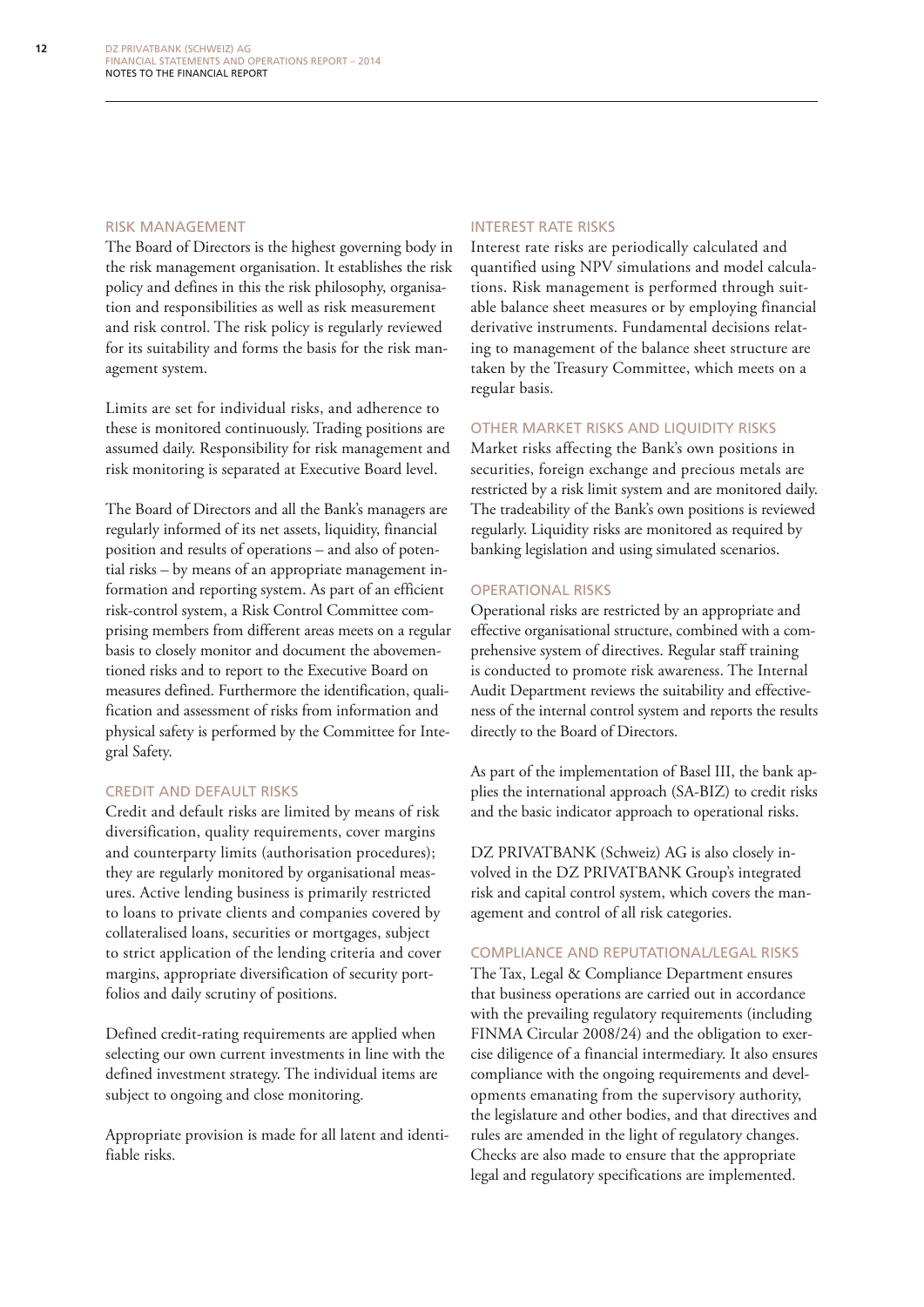## RISK MANAGEMENT

The Board of Directors is the highest governing body in the risk management organisation. It establishes the risk policy and defines in this the risk philosophy, organisation and responsibilities as well as risk measurement and risk control. The risk policy is regularly reviewed for its suitability and forms the basis for the risk management system.

Limits are set for individual risks, and adherence to these is monitored continuously. Trading positions are assumed daily. Responsibility for risk management and risk monitoring is separated at Executive Board level.

The Board of Directors and all the Bank's managers are regularly informed of its net assets, liquidity, financial position and results of operations – and also of potential risks – by means of an appropriate management information and reporting system. As part of an efficient risk-control system, a Risk Control Committee comprising members from different areas meets on a regular basis to closely monitor and document the abovementioned risks and to report to the Executive Board on measures defined. Furthermore the identification, qualification and assessment of risks from information and physical safety is performed by the Committee for Integral Safety.

## CREDIT AND DEFAULT RISKS

Credit and default risks are limited by means of risk diversification, quality requirements, cover margins and counterparty limits (authorisation procedures); they are regularly monitored by organisational measures. Active lending business is primarily restricted to loans to private clients and companies covered by collateralised loans, securities or mortgages, subject to strict application of the lending criteria and cover margins, appropriate diversification of security portfolios and daily scrutiny of positions.

Defined credit-rating requirements are applied when selecting our own current investments in line with the defined investment strategy. The individual items are subject to ongoing and close monitoring.

Appropriate provision is made for all latent and identifiable risks.

## INTEREST RATE RISKS

Interest rate risks are periodically calculated and quantified using NPV simulations and model calculations. Risk management is performed through suitable balance sheet measures or by employing financial derivative instruments. Fundamental decisions relating to management of the balance sheet structure are taken by the Treasury Committee, which meets on a regular basis.

## OTHER MARKET RISKS AND LIQUIDITY RISKS

Market risks affecting the Bank's own positions in securities, foreign exchange and precious metals are restricted by a risk limit system and are monitored daily. The tradeability of the Bank's own positions is reviewed regularly. Liquidity risks are monitored as required by banking legislation and using simulated scenarios.

## OPERATIONAL RISKS

Operational risks are restricted by an appropriate and effective organisational structure, combined with a comprehensive system of directives. Regular staff training is conducted to promote risk awareness. The Internal Audit Department reviews the suitability and effectiveness of the internal control system and reports the results directly to the Board of Directors.

As part of the implementation of Basel III, the bank applies the international approach (SA-BIZ) to credit risks and the basic indicator approach to operational risks.

DZ PRIVATBANK (Schweiz) AG is also closely involved in the DZ PRIVATBANK Group's integrated risk and capital control system, which covers the management and control of all risk categories.

## COMPLIANCE AND REPUTATIONAL/LEGAL RISKS

The Tax, Legal & Compliance Department ensures that business operations are carried out in accordance with the prevailing regulatory requirements (including FINMA Circular 2008/24) and the obligation to exercise diligence of a financial intermediary. It also ensures compliance with the ongoing requirements and developments emanating from the supervisory authority, the legislature and other bodies, and that directives and rules are amended in the light of regulatory changes. Checks are also made to ensure that the appropriate legal and regulatory specifications are implemented.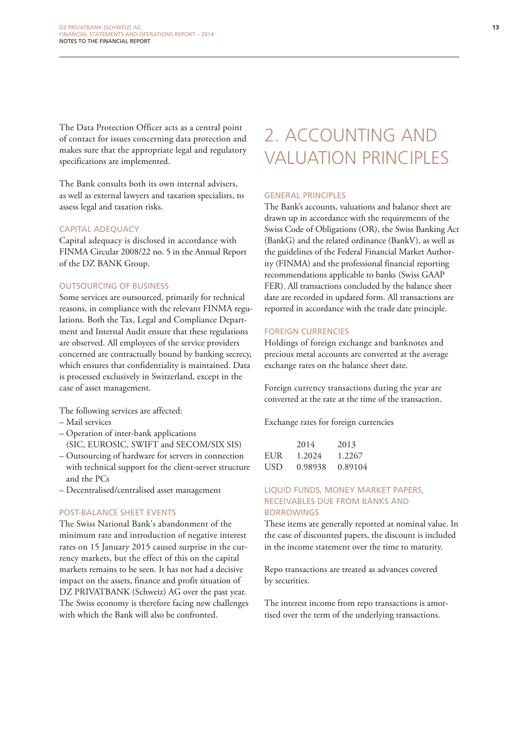The Data Protection Officer acts as a central point of contact for issues concerning data protection and makes sure that the appropriate legal and regulatory specifications are implemented.

The Bank consults both its own internal advisers, as well as external lawyers and taxation specialists, to assess legal and taxation risks.

### CAPITAL ADEQUACY

Capital adequacy is disclosed in accordance with FINMA Circular 2008/22 no. 5 in the Annual Report of the DZ BANK Group.

### OUTSOURCING OF BUSINESS

Some services are outsourced, primarily for technical reasons, in compliance with the relevant FINMA regulations. Both the Tax, Legal and Compliance Department and Internal Audit ensure that these regulations are observed. All employees of the service providers concerned are contractually bound by banking secrecy, which ensures that confidentiality is maintained. Data is processed exclusively in Switzerland, except in the case of asset management.

The following services are affected:

- Mail services
- Operation of inter-bank applications (SIC, EUROSIC, SWIFT and SECOM/SIX SIS)
- Outsourcing of hardware for servers in connection with technical support for the client-server structure and the PCs
- Decentralised/centralised asset management

### POST-BALANCE SHEET EVENTS

The Swiss National Bank's abandonment of the minimum rate and introduction of negative interest rates on 15 January 2015 caused surprise in the currency markets, but the effect of this on the capital markets remains to be seen. It has not had a decisive impact on the assets, finance and profit situation of DZ PRIVATBANK (Schweiz) AG over the past year. The Swiss economy is therefore facing new challenges with which the Bank will also be confronted.

# 2. ACCOUNTING AND VALUATION PRINCIPLES

### GENERAL PRINCIPLES

The Bank's accounts, valuations and balance sheet are drawn up in accordance with the requirements of the Swiss Code of Obligations (OR), the Swiss Banking Act (BankG) and the related ordinance (BankV), as well as the guidelines of the Federal Financial Market Authority (FINMA) and the professional financial reporting recommendations applicable to banks (Swiss GAAP FER). All transactions concluded by the balance sheet date are recorded in updated form. All transactions are reported in accordance with the trade date principle.

### FOREIGN CURRENCIES

Holdings of foreign exchange and banknotes and precious metal accounts are converted at the average exchange rates on the balance sheet date.

Foreign currency transactions during the year are converted at the rate at the time of the transaction.

Exchange rates for foreign currencies

| | 2014 | 2013 |
|---|---|---|
| EUR | 1.2024 | 1.2267 |
| USD | 0.98938 | 0.89104 |

### LIQUID FUNDS, MONEY MARKET PAPERS, RECEIVABLES DUE FROM BANKS AND BORROWINGS

These items are generally reported at nominal value. In the case of discounted papers, the discount is included in the income statement over the time to maturity.

Repo transactions are treated as advances covered by securities.

The interest income from repo transactions is amortised over the term of the underlying transactions.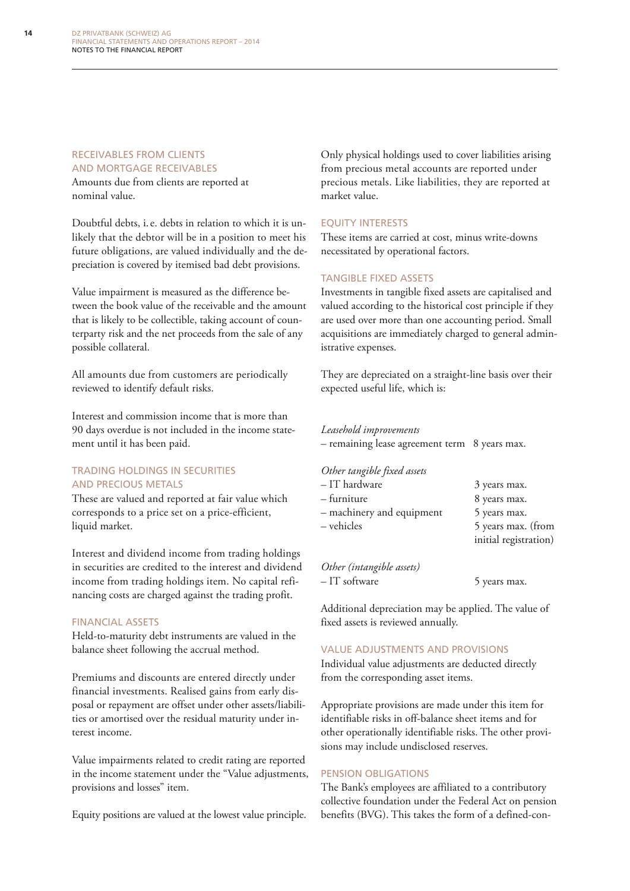### RECEIVABLES FROM CLIENTS AND MORTGAGE RECEIVABLES

Amounts due from clients are reported at nominal value.

Doubtful debts, i. e. debts in relation to which it is unlikely that the debtor will be in a position to meet his future obligations, are valued individually and the depreciation is covered by itemised bad debt provisions.

Value impairment is measured as the difference between the book value of the receivable and the amount that is likely to be collectible, taking account of counterparty risk and the net proceeds from the sale of any possible collateral.

All amounts due from customers are periodically reviewed to identify default risks.

Interest and commission income that is more than 90 days overdue is not included in the income statement until it has been paid.

### TRADING HOLDINGS IN SECURITIES AND PRECIOUS METALS

These are valued and reported at fair value which corresponds to a price set on a price-efficient, liquid market.

Interest and dividend income from trading holdings in securities are credited to the interest and dividend income from trading holdings item. No capital refinancing costs are charged against the trading profit.

### FINANCIAL ASSETS

Held-to-maturity debt instruments are valued in the balance sheet following the accrual method.

Premiums and discounts are entered directly under financial investments. Realised gains from early disposal or repayment are offset under other assets/liabilities or amortised over the residual maturity under interest income.

Value impairments related to credit rating are reported in the income statement under the "Value adjustments, provisions and losses" item.

Equity positions are valued at the lowest value principle.

Only physical holdings used to cover liabilities arising from precious metal accounts are reported under precious metals. Like liabilities, they are reported at market value.

### EQUITY INTERESTS

These items are carried at cost, minus write-downs necessitated by operational factors.

### TANGIBLE FIXED ASSETS

Investments in tangible fixed assets are capitalised and valued according to the historical cost principle if they are used over more than one accounting period. Small acquisitions are immediately charged to general administrative expenses.

They are depreciated on a straight-line basis over their expected useful life, which is:

| | |
|---|---|
| *Leasehold improvements* | |
| – remaining lease agreement term | 8 years max. |
| *Other tangible fixed assets* | |
| – IT hardware | 3 years max. |
| – furniture | 8 years max. |
| – machinery and equipment | 5 years max. |
| – vehicles | 5 years max. (from initial registration) |
| *Other (intangible assets)* | |
| – IT software | 5 years max. |

Additional depreciation may be applied. The value of fixed assets is reviewed annually.

### VALUE ADJUSTMENTS AND PROVISIONS

Individual value adjustments are deducted directly from the corresponding asset items.

Appropriate provisions are made under this item for identifiable risks in off-balance sheet items and for other operationally identifiable risks. The other provisions may include undisclosed reserves.

### PENSION OBLIGATIONS

The Bank's employees are affiliated to a contributory collective foundation under the Federal Act on pension benefits (BVG). This takes the form of a defined-con-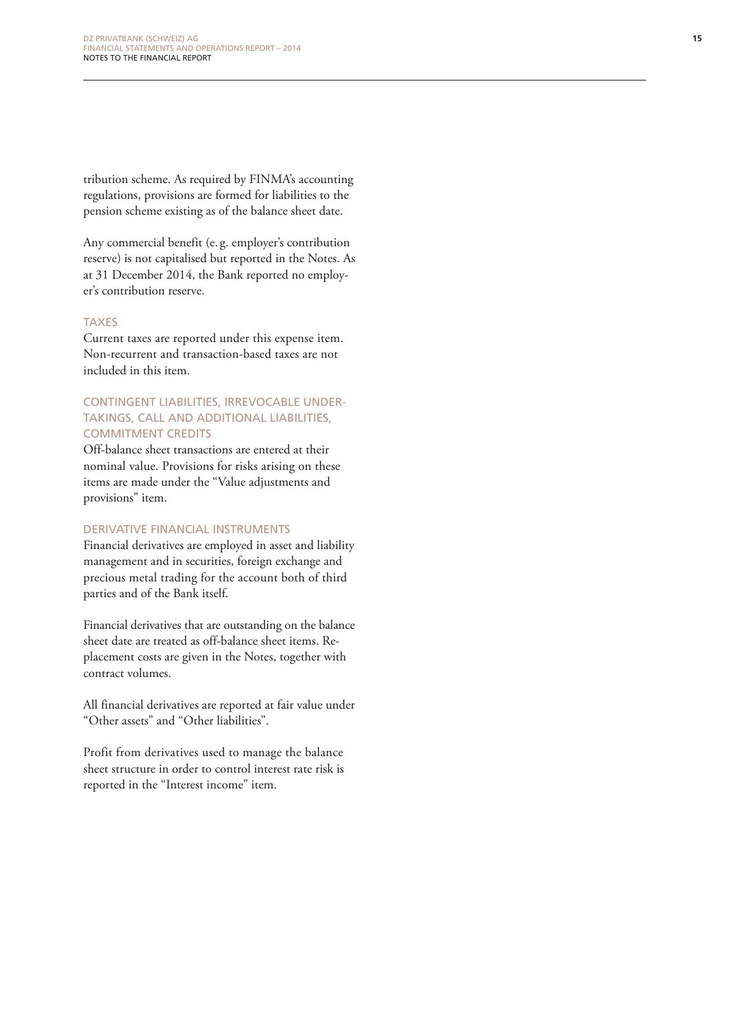tribution scheme. As required by FINMA's accounting regulations, provisions are formed for liabilities to the pension scheme existing as of the balance sheet date.

Any commercial benefit (e. g. employer's contribution reserve) is not capitalised but reported in the Notes. As at 31 December 2014, the Bank reported no employer's contribution reserve.

### TAXES

Current taxes are reported under this expense item. Non-recurrent and transaction-based taxes are not included in this item.

### CONTINGENT LIABILITIES, IRREVOCABLE UNDERTAKINGS, CALL AND ADDITIONAL LIABILITIES, COMMITMENT CREDITS

Off-balance sheet transactions are entered at their nominal value. Provisions for risks arising on these items are made under the "Value adjustments and provisions" item.

### DERIVATIVE FINANCIAL INSTRUMENTS

Financial derivatives are employed in asset and liability management and in securities, foreign exchange and precious metal trading for the account both of third parties and of the Bank itself.

Financial derivatives that are outstanding on the balance sheet date are treated as off-balance sheet items. Replacement costs are given in the Notes, together with contract volumes.

All financial derivatives are reported at fair value under "Other assets" and "Other liabilities".

Profit from derivatives used to manage the balance sheet structure in order to control interest rate risk is reported in the "Interest income" item.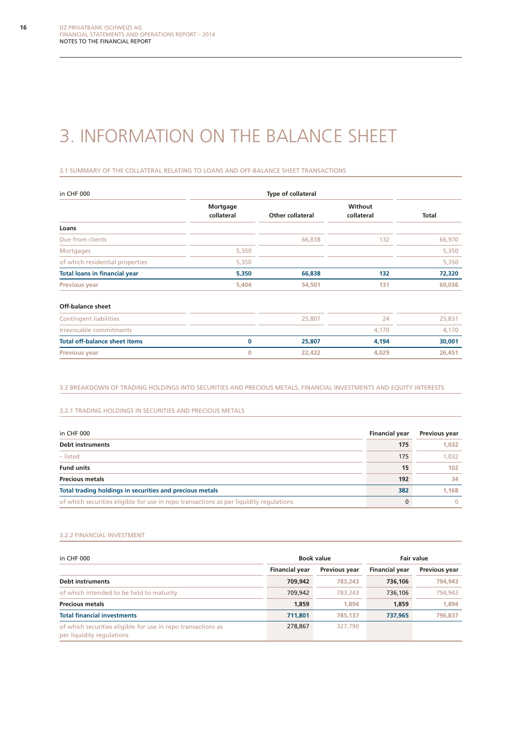# 3. INFORMATION ON THE BALANCE SHEET

## 3.1 SUMMARY OF THE COLLATERAL RELATING TO LOANS AND OFF-BALANCE SHEET TRANSACTIONS

| in CHF 000 | Type of collateral | | | |
|---|---|---|---|---|
| | Mortgage collateral | Other collateral | Without collateral | Total |
| **Loans** | | | | |
| Due from clients | | 66,838 | 132 | 66,970 |
| Mortgages | 5,350 | | | 5,350 |
| of which residential properties | 5,350 | | | 5,350 |
| **Total loans in financial year** | **5,350** | **66,838** | **132** | **72,320** |
| **Previous year** | **5,404** | **54,501** | **131** | **60,036** |
| **Off-balance sheet** | | | | |
| Contingent liabilities | | 25,807 | 24 | 25,831 |
| Irrevocable commitments | | | 4,170 | 4,170 |
| **Total off-balance sheet items** | **0** | **25,807** | **4,194** | **30,001** |
| **Previous year** | **0** | **22,422** | **4,029** | **26,451** |

## 3.2 BREAKDOWN OF TRADING HOLDINGS INTO SECURITIES AND PRECIOUS METALS, FINANCIAL INVESTMENTS AND EQUITY INTERESTS

### 3.2.1 TRADING HOLDINGS IN SECURITIES AND PRECIOUS METALS

| in CHF 000 | Financial year | Previous year |
|---|---|---|
| **Debt instruments** | **175** | **1,032** |
| – listed | 175 | 1,032 |
| **Fund units** | **15** | **102** |
| **Precious metals** | **192** | **34** |
| **Total trading holdings in securities and precious metals** | **382** | **1,168** |
| of which securities eligible for use in repo transactions as per liquidity regulations | 0 | 0 |

### 3.2.2 FINANCIAL INVESTMENT

| in CHF 000 | Book value | | Fair value | |
|---|---|---|---|---|
| | Financial year | Previous year | Financial year | Previous year |
| **Debt instruments** | **709,942** | **783,243** | **736,106** | **794,943** |
| of which intended to be held to maturity | 709,942 | 783,243 | 736,106 | 794,943 |
| **Precious metals** | **1,859** | **1,894** | **1,859** | **1,894** |
| **Total financial investments** | **711,801** | **785,137** | **737,965** | **796,837** |
| of which securities eligible for use in repo transactions as per liquidity regulations | 278,867 | 327,790 | | |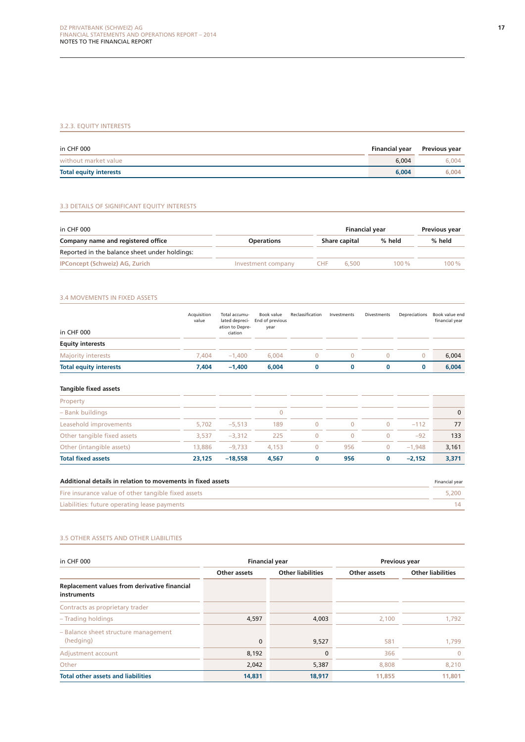### 3.2.3. EQUITY INTERESTS

| in CHF 000 | Financial year | Previous year |
|---|---|---|
| without market value | 6,004 | 6,004 |
| **Total equity interests** | **6,004** | **6,004** |

### 3.3 DETAILS OF SIGNIFICANT EQUITY INTERESTS

| in CHF 000 | | Financial year | | Previous year |
|---|---|---|---|---|
| **Company name and registered office** | **Operations** | **Share capital** | **% held** | **% held** |
| Reported in the balance sheet under holdings: | | | | |
| **IPConcept (Schweiz) AG, Zurich** | Investment company | CHF 6,500 | 100 % | 100 % |

### 3.4 MOVEMENTS IN FIXED ASSETS

| in CHF 000 | Acquisition value | Total accumulated depreciation to Depreciation | Book value End of previous year | Reclassification | Investments | Divestments | Depreciations | Book value end financial year |
|---|---|---|---|---|---|---|---|---|
| **Equity interests** | | | | | | | | |
| Majority interests | 7,404 | −1,400 | 6,004 | 0 | 0 | 0 | 0 | 6,004 |
| **Total equity interests** | **7,404** | **−1,400** | **6,004** | **0** | **0** | **0** | **0** | **6,004** |
| | | | | | | | | |
| **Tangible fixed assets** | | | | | | | | |
| Property | | | | | | | | |
| – Bank buildings | | | 0 | | | | | 0 |
| Leasehold improvements | 5,702 | −5,513 | 189 | 0 | 0 | 0 | −112 | 77 |
| Other tangible fixed assets | 3,537 | −3,312 | 225 | 0 | 0 | 0 | −92 | 133 |
| Other (intangible assets) | 13,886 | −9,733 | 4,153 | 0 | 956 | 0 | −1,948 | 3,161 |
| **Total fixed assets** | **23,125** | **−18,558** | **4,567** | **0** | **956** | **0** | **−2,152** | **3,371** |

| **Additional details in relation to movements in fixed assets** | Financial year |
|---|---|
| Fire insurance value of other tangible fixed assets | 5,200 |
| Liabilities: future operating lease payments | 14 |

### 3.5 OTHER ASSETS AND OTHER LIABILITIES

| in CHF 000 | Financial year | | Previous year | |
|---|---|---|---|---|
| | **Other assets** | **Other liabilities** | **Other assets** | **Other liabilities** |
| **Replacement values from derivative financial instruments** | | | | |
| Contracts as proprietary trader | | | | |
| – Trading holdings | 4,597 | 4,003 | 2,100 | 1,792 |
| – Balance sheet structure management (hedging) | 0 | 9,527 | 581 | 1,799 |
| Adjustment account | 8,192 | 0 | 366 | 0 |
| Other | 2,042 | 5,387 | 8,808 | 8,210 |
| **Total other assets and liabilities** | **14,831** | **18,917** | **11,855** | **11,801** |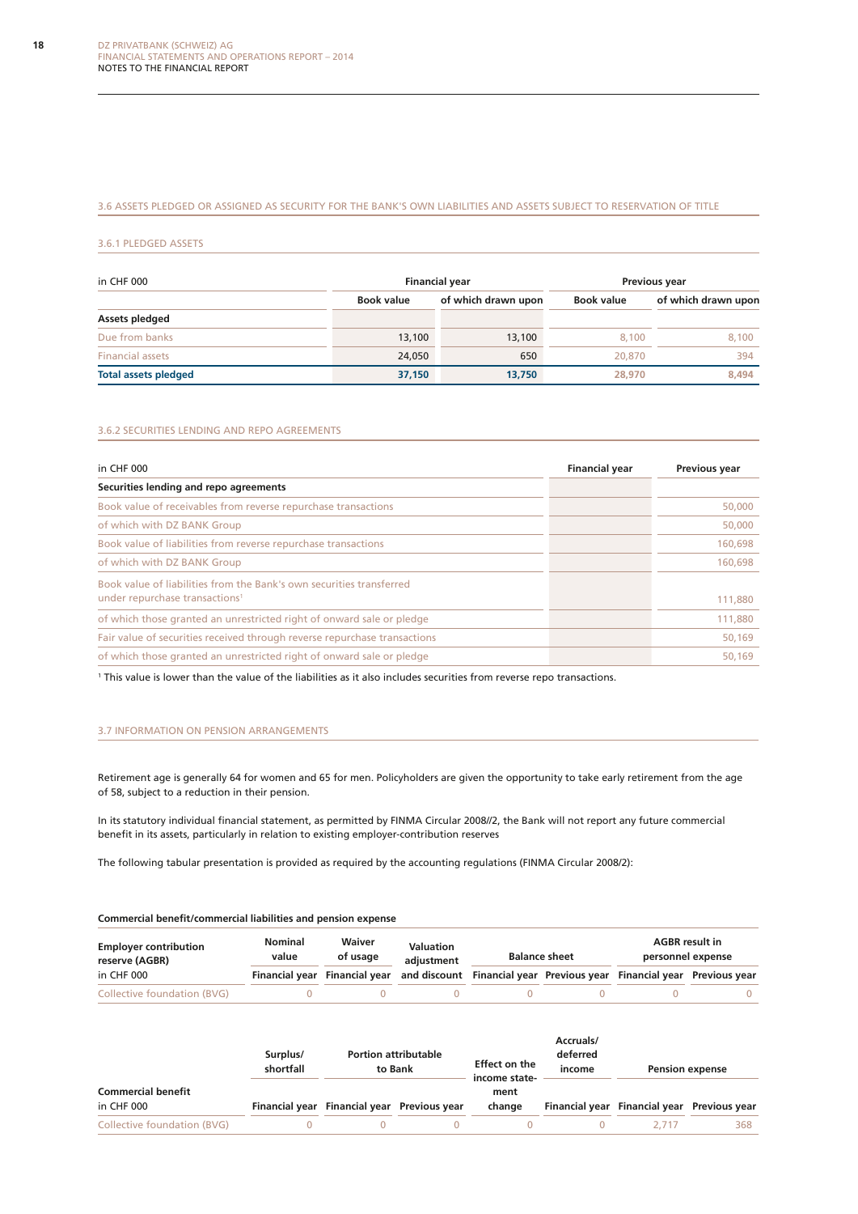### 3.6 ASSETS PLEDGED OR ASSIGNED AS SECURITY FOR THE BANK'S OWN LIABILITIES AND ASSETS SUBJECT TO RESERVATION OF TITLE

#### 3.6.1 PLEDGED ASSETS

| in CHF 000 | Financial year | | Previous year | |
|---|---|---|---|---|
| | Book value | of which drawn upon | Book value | of which drawn upon |
| **Assets pledged** | | | | |
| Due from banks | 13,100 | 13,100 | 8,100 | 8,100 |
| Financial assets | 24,050 | 650 | 20,870 | 394 |
| **Total assets pledged** | **37,150** | **13,750** | **28,970** | **8,494** |

#### 3.6.2 SECURITIES LENDING AND REPO AGREEMENTS

| in CHF 000 | Financial year | Previous year |
|---|---|---|
| **Securities lending and repo agreements** | | |
| Book value of receivables from reverse repurchase transactions | | 50,000 |
| of which with DZ BANK Group | | 50,000 |
| Book value of liabilities from reverse repurchase transactions | | 160,698 |
| of which with DZ BANK Group | | 160,698 |
| Book value of liabilities from the Bank's own securities transferred under repurchase transactions[1] | | 111,880 |
| of which those granted an unrestricted right of onward sale or pledge | | 111,880 |
| Fair value of securities received through reverse repurchase transactions | | 50,169 |
| of which those granted an unrestricted right of onward sale or pledge | | 50,169 |

[1] This value is lower than the value of the liabilities as it also includes securities from reverse repo transactions.

### 3.7 INFORMATION ON PENSION ARRANGEMENTS

Retirement age is generally 64 for women and 65 for men. Policyholders are given the opportunity to take early retirement from the age of 58, subject to a reduction in their pension.

In its statutory individual financial statement, as permitted by FINMA Circular 2008//2, the Bank will not report any future commercial benefit in its assets, particularly in relation to existing employer-contribution reserves

The following tabular presentation is provided as required by the accounting regulations (FINMA Circular 2008/2):

**Commercial benefit/commercial liabilities and pension expense**

| Employer contribution reserve (AGBR) in CHF 000 | Nominal value | Waiver of usage | Valuation adjustment | Balance sheet | | AGBR result in personnel expense | |
|---|---|---|---|---|---|---|---|
| | Financial year | Financial year | and discount | Financial year | Previous year | Financial year | Previous year |
| Collective foundation (BVG) | 0 | 0 | 0 | 0 | 0 | 0 | 0 |

| Commercial benefit in CHF 000 | Surplus/ shortfall | Portion attributable to Bank | | Effect on the income statement | Accruals/ deferred income | Pension expense | |
|---|---|---|---|---|---|---|---|
| | Financial year | Financial year | Previous year | change | Financial year | Financial year | Previous year |
| Collective foundation (BVG) | 0 | 0 | 0 | 0 | 0 | 2,717 | 368 |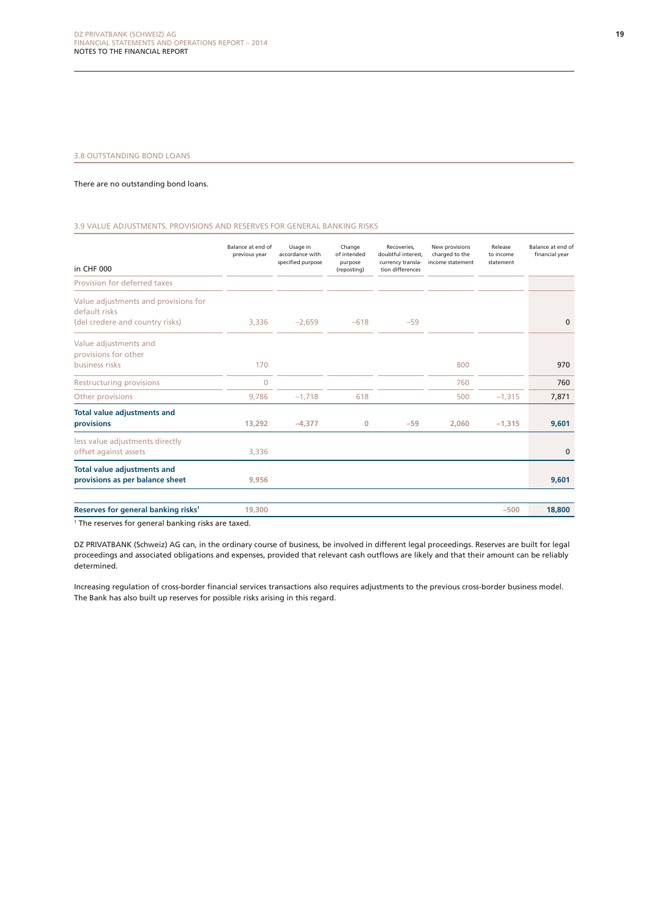### 3.8 OUTSTANDING BOND LOANS

There are no outstanding bond loans.

### 3.9 VALUE ADJUSTMENTS, PROVISIONS AND RESERVES FOR GENERAL BANKING RISKS

| in CHF 000 | Balance at end of previous year | Usage in accordance with specified purpose | Change of intended purpose (reposting) | Recoveries, doubtful interest, currency translation differences | New provisions charged to the income statement | Release to income statement | Balance at end of financial year |
|---|---|---|---|---|---|---|---|
| Provision for deferred taxes | | | | | | | |
| Value adjustments and provisions for default risks (del credere and country risks) | 3,336 | –2,659 | –618 | –59 | | | 0 |
| Value adjustments and provisions for other business risks | 170 | | | | 800 | | 970 |
| Restructuring provisions | 0 | | | | 760 | | 760 |
| Other provisions | 9,786 | –1,718 | 618 | | 500 | –1,315 | 7,871 |
| **Total value adjustments and provisions** | **13,292** | **–4,377** | **0** | **–59** | **2,060** | **–1,315** | **9,601** |
| less value adjustments directly offset against assets | 3,336 | | | | | | 0 |
| **Total value adjustments and provisions as per balance sheet** | **9,956** | | | | | | **9,601** |
| **Reserves for general banking risks[1]** | **19,300** | | | | | **–500** | **18,800** |

[1] The reserves for general banking risks are taxed.

DZ PRIVATBANK (Schweiz) AG can, in the ordinary course of business, be involved in different legal proceedings. Reserves are built for legal proceedings and associated obligations and expenses, provided that relevant cash outflows are likely and that their amount can be reliably determined.

Increasing regulation of cross-border financial services transactions also requires adjustments to the previous cross-border business model. The Bank has also built up reserves for possible risks arising in this regard.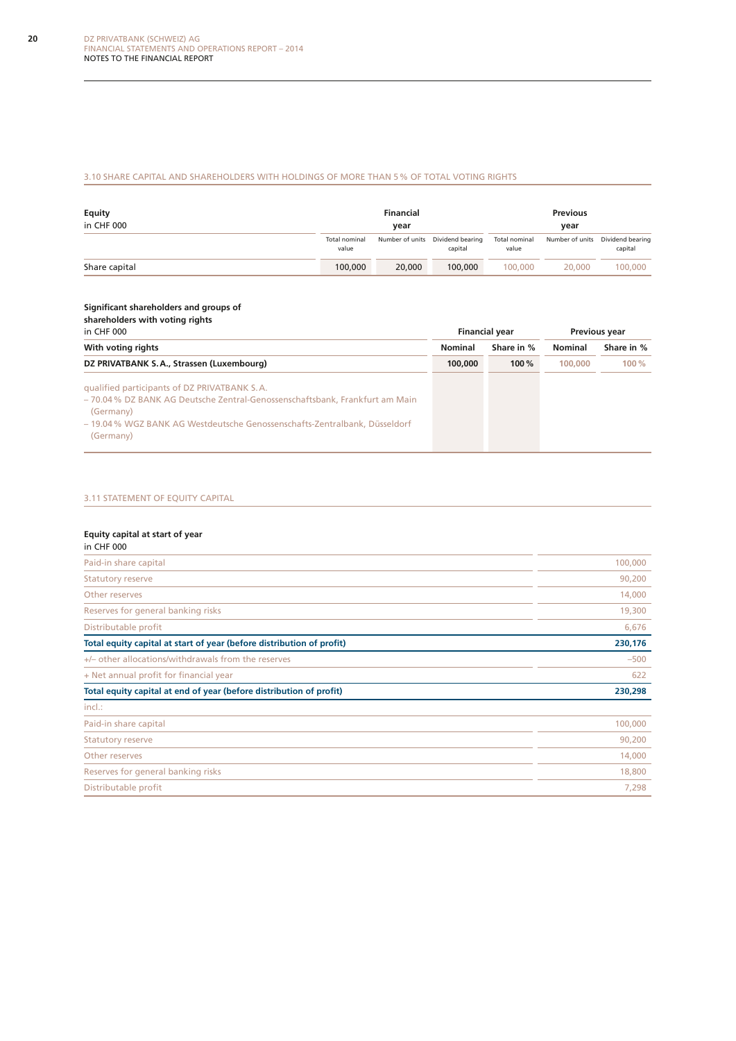### 3.10 SHARE CAPITAL AND SHAREHOLDERS WITH HOLDINGS OF MORE THAN 5 % OF TOTAL VOTING RIGHTS

| Equity<br>in CHF 000 | Financial year | | | Previous year | | |
|---|---|---|---|---|---|---|
| | Total nominal value | Number of units | Dividend bearing capital | Total nominal value | Number of units | Dividend bearing capital |
| Share capital | 100,000 | 20,000 | 100,000 | 100,000 | 20,000 | 100,000 |

| Significant shareholders and groups of shareholders with voting rights<br>in CHF 000 | Financial year | | Previous year | |
|---|---|---|---|---|
| **With voting rights** | **Nominal** | **Share in %** | **Nominal** | **Share in %** |
| **DZ PRIVATBANK S.A., Strassen (Luxembourg)** | **100,000** | **100 %** | **100,000** | **100 %** |
| qualified participants of DZ PRIVATBANK S.A.<br>– 70.04 % DZ BANK AG Deutsche Zentral-Genossenschaftsbank, Frankfurt am Main (Germany)<br>– 19.04 % WGZ BANK AG Westdeutsche Genossenschafts-Zentralbank, Düsseldorf (Germany) | | | | |

### 3.11 STATEMENT OF EQUITY CAPITAL

| Equity capital at start of year<br>in CHF 000 | |
|---|---|
| Paid-in share capital | 100,000 |
| Statutory reserve | 90,200 |
| Other reserves | 14,000 |
| Reserves for general banking risks | 19,300 |
| Distributable profit | 6,676 |
| **Total equity capital at start of year (before distribution of profit)** | **230,176** |
| +/– other allocations/withdrawals from the reserves | –500 |
| + Net annual profit for financial year | 622 |
| **Total equity capital at end of year (before distribution of profit)** | **230,298** |
| incl.: | |
| Paid-in share capital | 100,000 |
| Statutory reserve | 90,200 |
| Other reserves | 14,000 |
| Reserves for general banking risks | 18,800 |
| Distributable profit | 7,298 |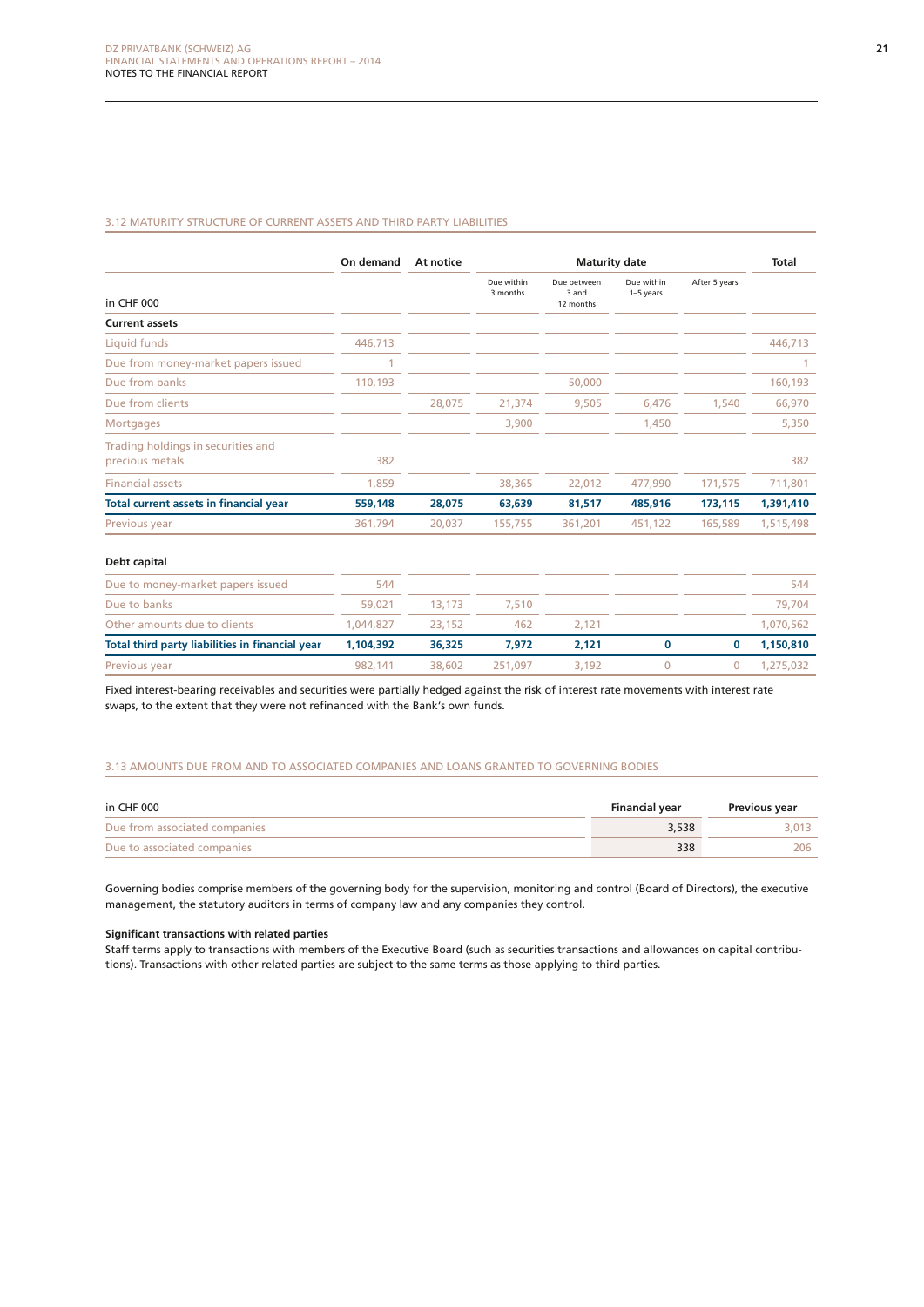### 3.12 MATURITY STRUCTURE OF CURRENT ASSETS AND THIRD PARTY LIABILITIES

| in CHF 000 | On demand | At notice | Maturity date | | | | Total |
|---|---|---|---|---|---|---|---|
| | | | Due within 3 months | Due between 3 and 12 months | Due within 1–5 years | After 5 years | |
| **Current assets** | | | | | | | |
| Liquid funds | 446,713 | | | | | | 446,713 |
| Due from money-market papers issued | 1 | | | | | | 1 |
| Due from banks | 110,193 | | | 50,000 | | | 160,193 |
| Due from clients | | 28,075 | 21,374 | 9,505 | 6,476 | 1,540 | 66,970 |
| Mortgages | | | 3,900 | | 1,450 | | 5,350 |
| Trading holdings in securities and precious metals | 382 | | | | | | 382 |
| Financial assets | 1,859 | | 38,365 | 22,012 | 477,990 | 171,575 | 711,801 |
| **Total current assets in financial year** | **559,148** | **28,075** | **63,639** | **81,517** | **485,916** | **173,115** | **1,391,410** |
| Previous year | 361,794 | 20,037 | 155,755 | 361,201 | 451,122 | 165,589 | 1,515,498 |
| **Debt capital** | | | | | | | |
| Due to money-market papers issued | 544 | | | | | | 544 |
| Due to banks | 59,021 | 13,173 | 7,510 | | | | 79,704 |
| Other amounts due to clients | 1,044,827 | 23,152 | 462 | 2,121 | | | 1,070,562 |
| **Total third party liabilities in financial year** | **1,104,392** | **36,325** | **7,972** | **2,121** | **0** | **0** | **1,150,810** |
| Previous year | 982,141 | 38,602 | 251,097 | 3,192 | 0 | 0 | 1,275,032 |

Fixed interest-bearing receivables and securities were partially hedged against the risk of interest rate movements with interest rate swaps, to the extent that they were not refinanced with the Bank's own funds.

### 3.13 AMOUNTS DUE FROM AND TO ASSOCIATED COMPANIES AND LOANS GRANTED TO GOVERNING BODIES

| in CHF 000 | Financial year | Previous year |
|---|---|---|
| Due from associated companies | 3,538 | 3,013 |
| Due to associated companies | 338 | 206 |

Governing bodies comprise members of the governing body for the supervision, monitoring and control (Board of Directors), the executive management, the statutory auditors in terms of company law and any companies they control.

**Significant transactions with related parties**

Staff terms apply to transactions with members of the Executive Board (such as securities transactions and allowances on capital contributions). Transactions with other related parties are subject to the same terms as those applying to third parties.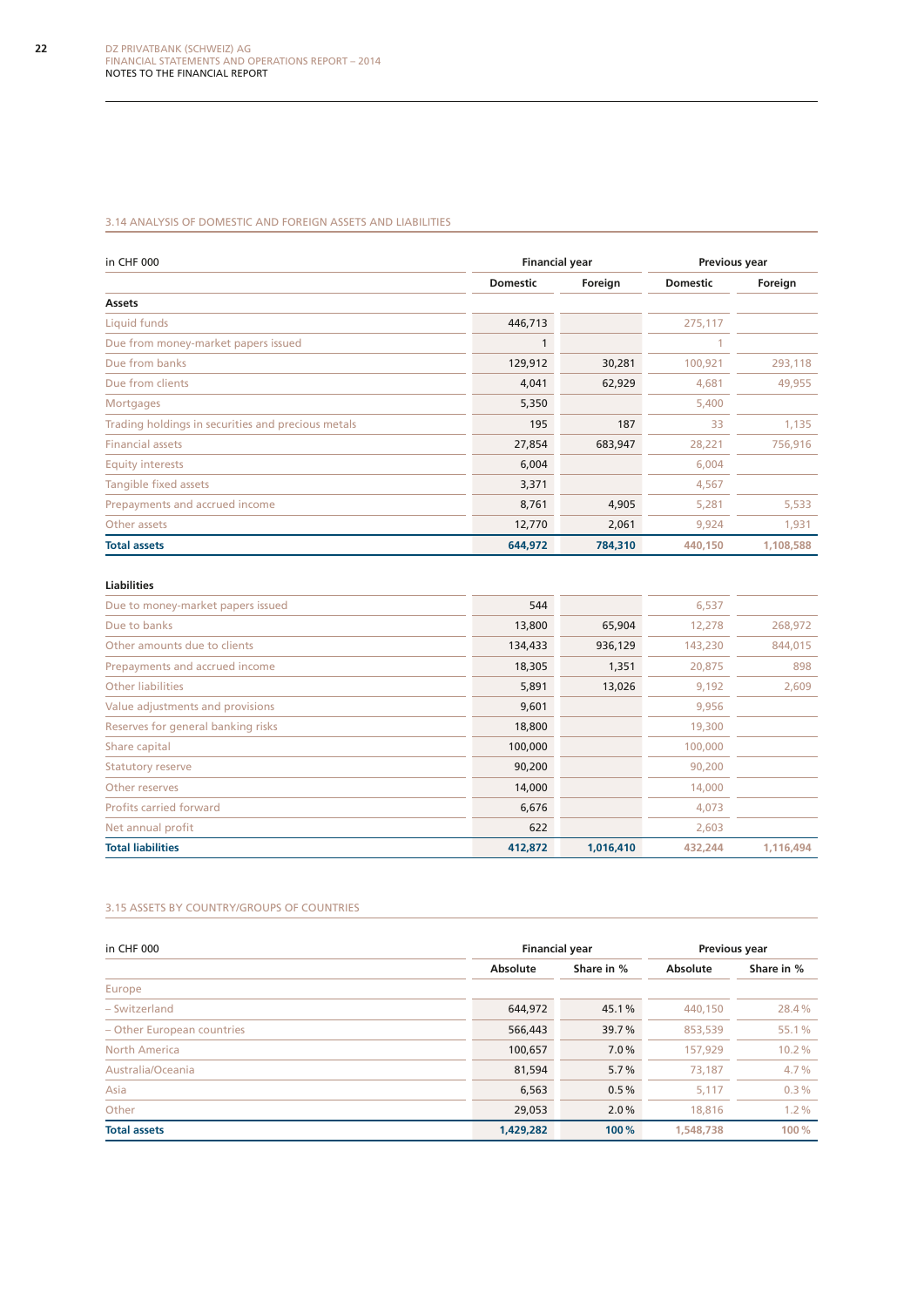### 3.14 ANALYSIS OF DOMESTIC AND FOREIGN ASSETS AND LIABILITIES

| in CHF 000 | Financial year | | Previous year | |
|---|---|---|---|---|
| | Domestic | Foreign | Domestic | Foreign |
| **Assets** | | | | |
| Liquid funds | 446,713 | | 275,117 | |
| Due from money-market papers issued | 1 | | 1 | |
| Due from banks | 129,912 | 30,281 | 100,921 | 293,118 |
| Due from clients | 4,041 | 62,929 | 4,681 | 49,955 |
| Mortgages | 5,350 | | 5,400 | |
| Trading holdings in securities and precious metals | 195 | 187 | 33 | 1,135 |
| Financial assets | 27,854 | 683,947 | 28,221 | 756,916 |
| Equity interests | 6,004 | | 6,004 | |
| Tangible fixed assets | 3,371 | | 4,567 | |
| Prepayments and accrued income | 8,761 | 4,905 | 5,281 | 5,533 |
| Other assets | 12,770 | 2,061 | 9,924 | 1,931 |
| **Total assets** | **644,972** | **784,310** | **440,150** | **1,108,588** |
| | | | | |
| **Liabilities** | | | | |
| Due to money-market papers issued | 544 | | 6,537 | |
| Due to banks | 13,800 | 65,904 | 12,278 | 268,972 |
| Other amounts due to clients | 134,433 | 936,129 | 143,230 | 844,015 |
| Prepayments and accrued income | 18,305 | 1,351 | 20,875 | 898 |
| Other liabilities | 5,891 | 13,026 | 9,192 | 2,609 |
| Value adjustments and provisions | 9,601 | | 9,956 | |
| Reserves for general banking risks | 18,800 | | 19,300 | |
| Share capital | 100,000 | | 100,000 | |
| Statutory reserve | 90,200 | | 90,200 | |
| Other reserves | 14,000 | | 14,000 | |
| Profits carried forward | 6,676 | | 4,073 | |
| Net annual profit | 622 | | 2,603 | |
| **Total liabilities** | **412,872** | **1,016,410** | **432,244** | **1,116,494** |

### 3.15 ASSETS BY COUNTRY/GROUPS OF COUNTRIES

| in CHF 000 | Financial year | | Previous year | |
|---|---|---|---|---|
| | Absolute | Share in % | Absolute | Share in % |
| Europe | | | | |
| – Switzerland | 644,972 | 45.1 % | 440,150 | 28.4 % |
| – Other European countries | 566,443 | 39.7 % | 853,539 | 55.1 % |
| North America | 100,657 | 7.0 % | 157,929 | 10.2 % |
| Australia/Oceania | 81,594 | 5.7 % | 73,187 | 4.7 % |
| Asia | 6,563 | 0.5 % | 5,117 | 0.3 % |
| Other | 29,053 | 2.0 % | 18,816 | 1.2 % |
| **Total assets** | **1,429,282** | **100 %** | **1,548,738** | **100 %** |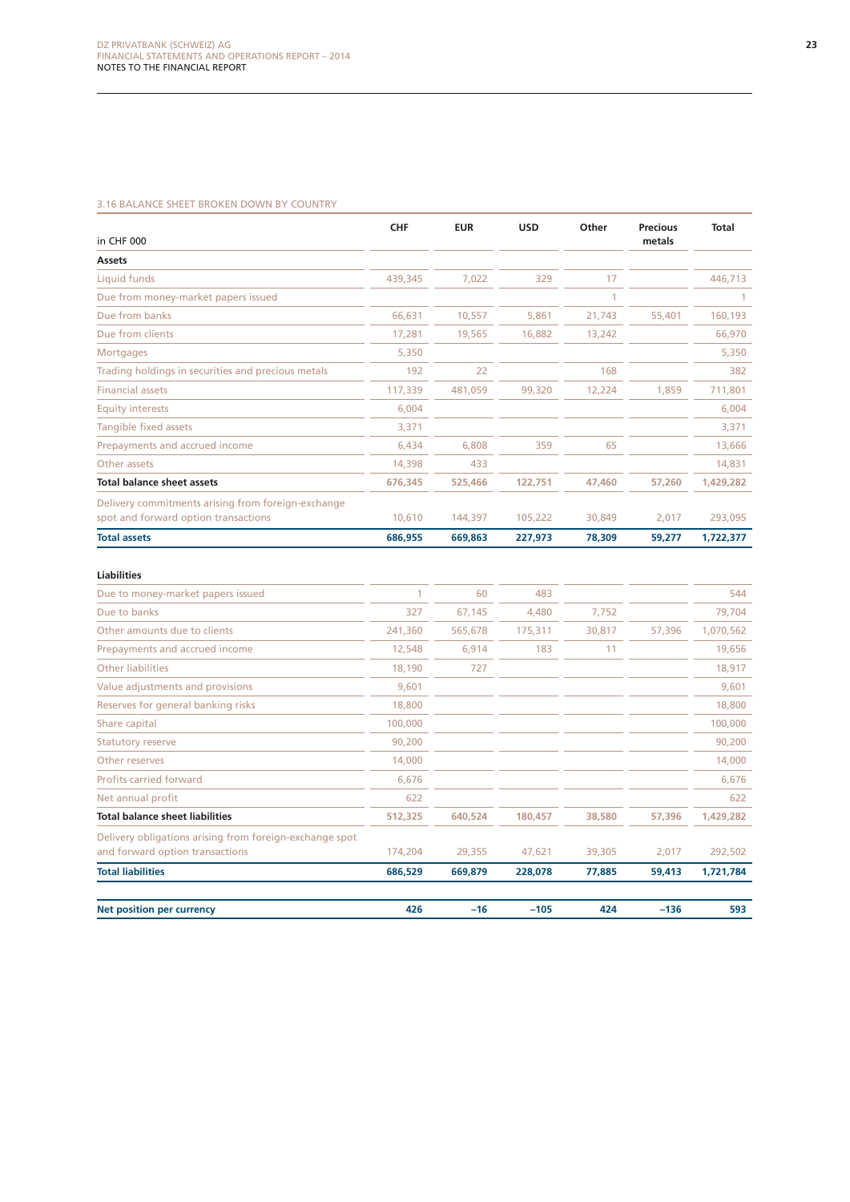### 3.16 BALANCE SHEET BROKEN DOWN BY COUNTRY

| in CHF 000 | CHF | EUR | USD | Other | Precious metals | Total |
|---|---|---|---|---|---|---|
| **Assets** | | | | | | |
| Liquid funds | 439,345 | 7,022 | 329 | 17 | | 446,713 |
| Due from money-market papers issued | | | | 1 | | 1 |
| Due from banks | 66,631 | 10,557 | 5,861 | 21,743 | 55,401 | 160,193 |
| Due from clients | 17,281 | 19,565 | 16,882 | 13,242 | | 66,970 |
| Mortgages | 5,350 | | | | | 5,350 |
| Trading holdings in securities and precious metals | 192 | 22 | | 168 | | 382 |
| Financial assets | 117,339 | 481,059 | 99,320 | 12,224 | 1,859 | 711,801 |
| Equity interests | 6,004 | | | | | 6,004 |
| Tangible fixed assets | 3,371 | | | | | 3,371 |
| Prepayments and accrued income | 6,434 | 6,808 | 359 | 65 | | 13,666 |
| Other assets | 14,398 | 433 | | | | 14,831 |
| **Total balance sheet assets** | **676,345** | **525,466** | **122,751** | **47,460** | **57,260** | **1,429,282** |
| Delivery commitments arising from foreign-exchange spot and forward option transactions | 10,610 | 144,397 | 105,222 | 30,849 | 2,017 | 293,095 |
| **Total assets** | **686,955** | **669,863** | **227,973** | **78,309** | **59,277** | **1,722,377** |
| | | | | | | |
| **Liabilities** | | | | | | |
| Due to money-market papers issued | 1 | 60 | 483 | | | 544 |
| Due to banks | 327 | 67,145 | 4,480 | 7,752 | | 79,704 |
| Other amounts due to clients | 241,360 | 565,678 | 175,311 | 30,817 | 57,396 | 1,070,562 |
| Prepayments and accrued income | 12,548 | 6,914 | 183 | 11 | | 19,656 |
| Other liabilities | 18,190 | 727 | | | | 18,917 |
| Value adjustments and provisions | 9,601 | | | | | 9,601 |
| Reserves for general banking risks | 18,800 | | | | | 18,800 |
| Share capital | 100,000 | | | | | 100,000 |
| Statutory reserve | 90,200 | | | | | 90,200 |
| Other reserves | 14,000 | | | | | 14,000 |
| Profits carried forward | 6,676 | | | | | 6,676 |
| Net annual profit | 622 | | | | | 622 |
| **Total balance sheet liabilities** | **512,325** | **640,524** | **180,457** | **38,580** | **57,396** | **1,429,282** |
| Delivery obligations arising from foreign-exchange spot and forward option transactions | 174,204 | 29,355 | 47,621 | 39,305 | 2,017 | 292,502 |
| **Total liabilities** | **686,529** | **669,879** | **228,078** | **77,885** | **59,413** | **1,721,784** |
| | | | | | | |
| **Net position per currency** | **426** | **–16** | **–105** | **424** | **–136** | **593** |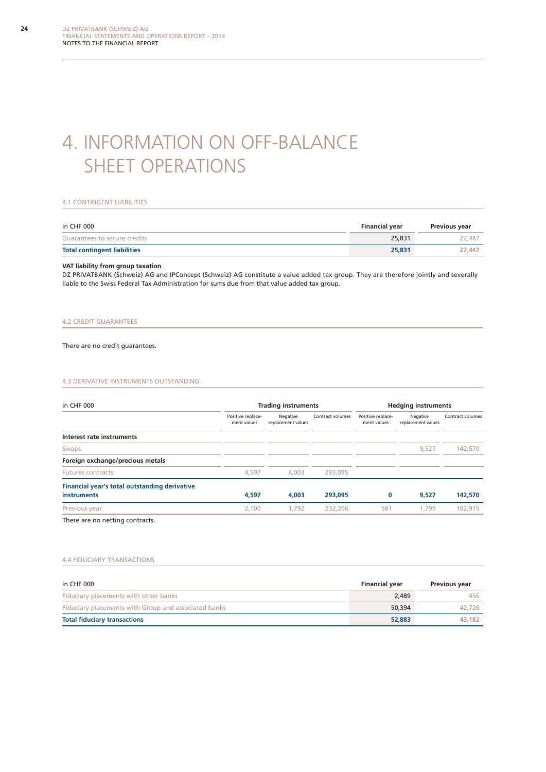# 4. INFORMATION ON OFF-BALANCE SHEET OPERATIONS

## 4.1 CONTINGENT LIABILITIES

| in CHF 000 | Financial year | Previous year |
|---|---|---|
| Guarantees to secure credits | 25,831 | 22,447 |
| **Total contingent liabilities** | **25,831** | **22,447** |

**VAT liability from group taxation**

DZ PRIVATBANK (Schweiz) AG and IPConcept (Schweiz) AG constitute a value added tax group. They are therefore jointly and severally liable to the Swiss Federal Tax Administration for sums due from that value added tax group.

## 4.2 CREDIT GUARANTEES

There are no credit guarantees.

## 4.3 DERIVATIVE INSTRUMENTS OUTSTANDING

| in CHF 000 | Trading instruments | | | Hedging instruments | | |
|---|---|---|---|---|---|---|
| | Positive replacement values | Negative replacement values | Contract volumes | Positive replacement values | Negative replacement values | Contract volumes |
| **Interest rate instruments** | | | | | | |
| Swaps | | | | | 9,527 | 142,570 |
| **Foreign exchange/precious metals** | | | | | | |
| Futures contracts | 4,597 | 4,003 | 293,095 | | | |
| **Financial year's total outstanding derivative instruments** | **4,597** | **4,003** | **293,095** | **0** | **9,527** | **142,570** |
| Previous year | 2,100 | 1,792 | 232,206 | 581 | 1,799 | 102,915 |

There are no netting contracts.

## 4.4 FIDUCIARY TRANSACTIONS

| in CHF 000 | Financial year | Previous year |
|---|---|---|
| Fiduciary placements with other banks | 2,489 | 456 |
| Fiduciary placements with Group and associated banks | 50,394 | 42,726 |
| **Total fiduciary transactions** | **52,883** | **43,182** |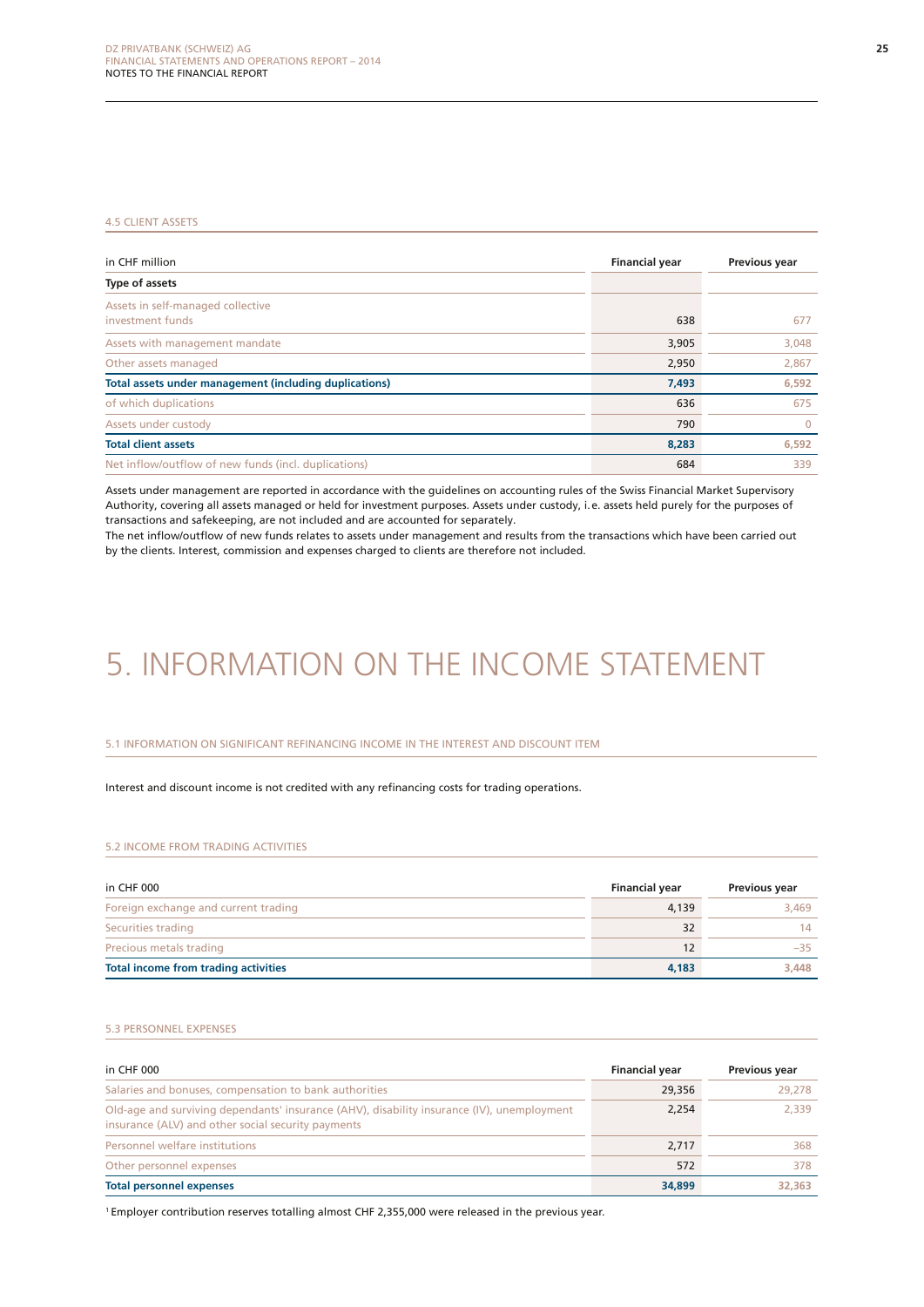### 4.5 CLIENT ASSETS

| in CHF million | Financial year | Previous year |
|---|---|---|
| **Type of assets** | | |
| Assets in self-managed collective investment funds | 638 | 677 |
| Assets with management mandate | 3,905 | 3,048 |
| Other assets managed | 2,950 | 2,867 |
| **Total assets under management (including duplications)** | **7,493** | **6,592** |
| of which duplications | 636 | 675 |
| Assets under custody | 790 | 0 |
| **Total client assets** | **8,283** | **6,592** |
| Net inflow/outflow of new funds (incl. duplications) | 684 | 339 |

Assets under management are reported in accordance with the guidelines on accounting rules of the Swiss Financial Market Supervisory Authority, covering all assets managed or held for investment purposes. Assets under custody, i. e. assets held purely for the purposes of transactions and safekeeping, are not included and are accounted for separately.
The net inflow/outflow of new funds relates to assets under management and results from the transactions which have been carried out by the clients. Interest, commission and expenses charged to clients are therefore not included.

# 5. INFORMATION ON THE INCOME STATEMENT

### 5.1 INFORMATION ON SIGNIFICANT REFINANCING INCOME IN THE INTEREST AND DISCOUNT ITEM

Interest and discount income is not credited with any refinancing costs for trading operations.

### 5.2 INCOME FROM TRADING ACTIVITIES

| in CHF 000 | Financial year | Previous year |
|---|---|---|
| Foreign exchange and current trading | 4,139 | 3,469 |
| Securities trading | 32 | 14 |
| Precious metals trading | 12 | –35 |
| **Total income from trading activities** | **4,183** | **3,448** |

### 5.3 PERSONNEL EXPENSES

| in CHF 000 | Financial year | Previous year |
|---|---|---|
| Salaries and bonuses, compensation to bank authorities | 29,356 | 29,278 |
| Old-age and surviving dependants' insurance (AHV), disability insurance (IV), unemployment insurance (ALV) and other social security payments | 2,254 | 2,339 |
| Personnel welfare institutions | 2,717 | 368 |
| Other personnel expenses | 572 | 378 |
| **Total personnel expenses** | **34,899** | **32,363** |

[1] Employer contribution reserves totalling almost CHF 2,355,000 were released in the previous year.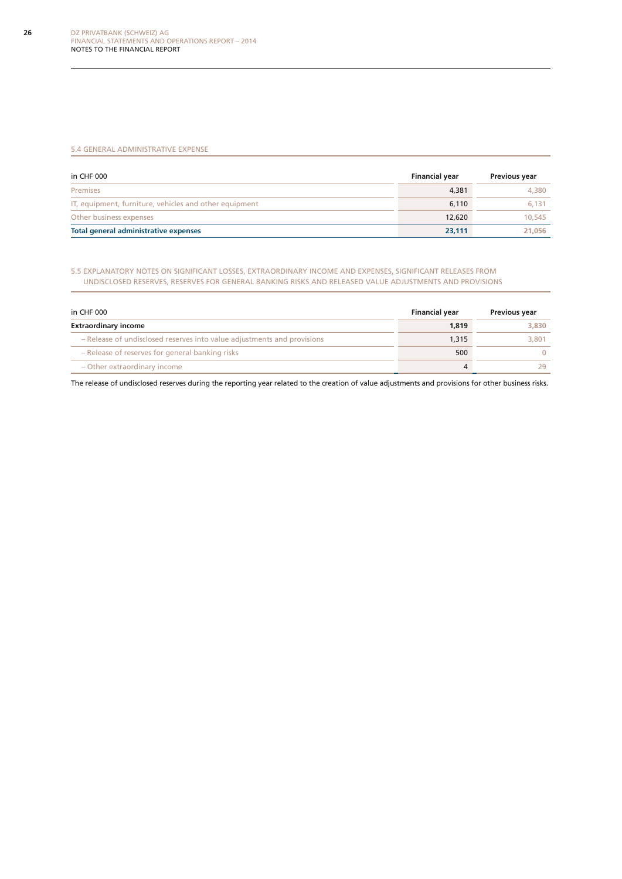### 5.4 GENERAL ADMINISTRATIVE EXPENSE

| in CHF 000 | Financial year | Previous year |
|---|---|---|
| Premises | 4,381 | 4,380 |
| IT, equipment, furniture, vehicles and other equipment | 6,110 | 6,131 |
| Other business expenses | 12,620 | 10,545 |
| **Total general administrative expenses** | **23,111** | **21,056** |

### 5.5 EXPLANATORY NOTES ON SIGNIFICANT LOSSES, EXTRAORDINARY INCOME AND EXPENSES, SIGNIFICANT RELEASES FROM UNDISCLOSED RESERVES, RESERVES FOR GENERAL BANKING RISKS AND RELEASED VALUE ADJUSTMENTS AND PROVISIONS

| in CHF 000 | Financial year | Previous year |
|---|---|---|
| **Extraordinary income** | **1,819** | **3,830** |
| – Release of undisclosed reserves into value adjustments and provisions | 1,315 | 3,801 |
| – Release of reserves for general banking risks | 500 | 0 |
| – Other extraordinary income | 4 | 29 |

The release of undisclosed reserves during the reporting year related to the creation of value adjustments and provisions for other business risks.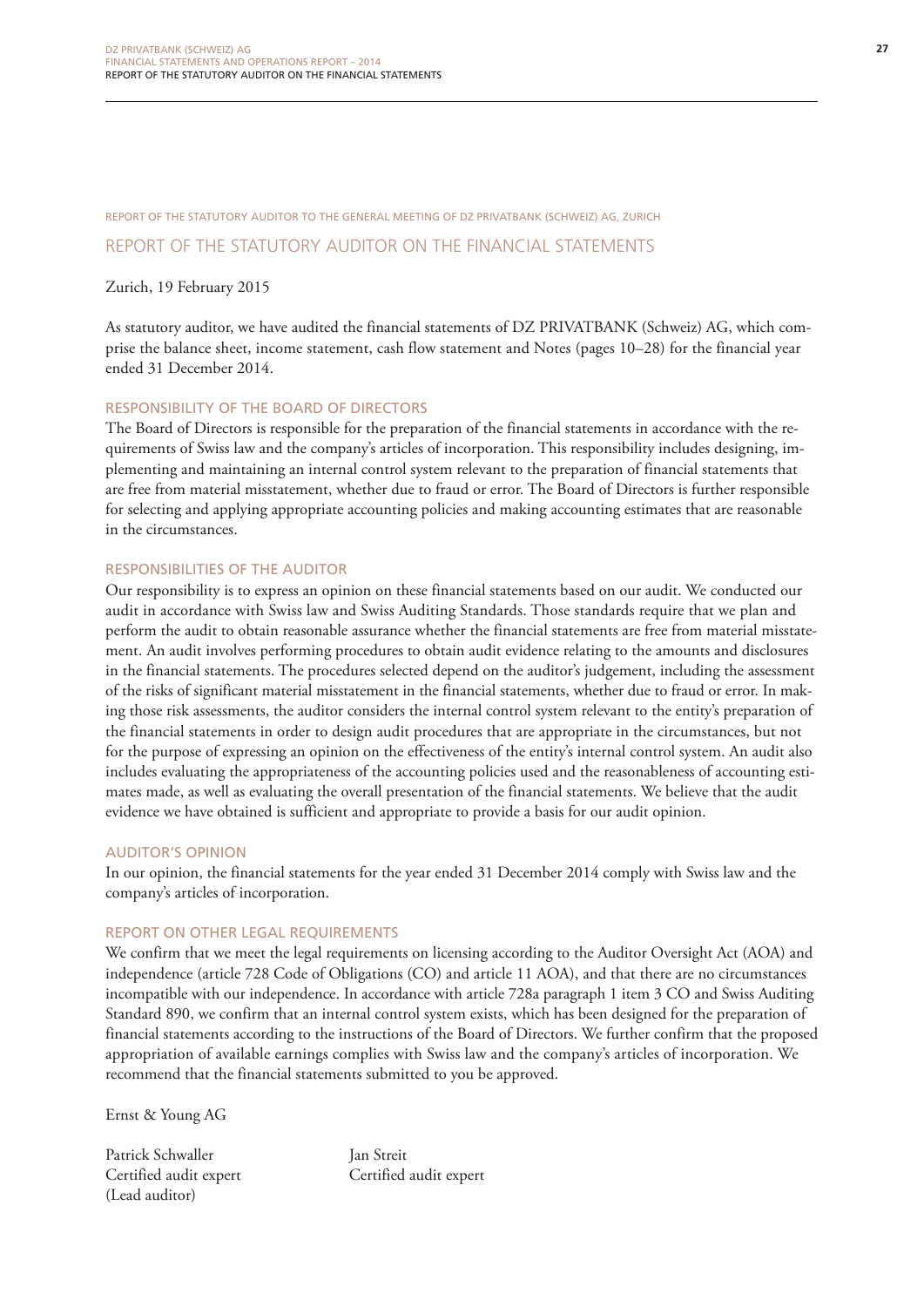REPORT OF THE STATUTORY AUDITOR TO THE GENERAL MEETING OF DZ PRIVATBANK (SCHWEIZ) AG, ZURICH

# REPORT OF THE STATUTORY AUDITOR ON THE FINANCIAL STATEMENTS

Zurich, 19 February 2015

As statutory auditor, we have audited the financial statements of DZ PRIVATBANK (Schweiz) AG, which comprise the balance sheet, income statement, cash flow statement and Notes (pages 10–28) for the financial year ended 31 December 2014.

## RESPONSIBILITY OF THE BOARD OF DIRECTORS

The Board of Directors is responsible for the preparation of the financial statements in accordance with the requirements of Swiss law and the company's articles of incorporation. This responsibility includes designing, implementing and maintaining an internal control system relevant to the preparation of financial statements that are free from material misstatement, whether due to fraud or error. The Board of Directors is further responsible for selecting and applying appropriate accounting policies and making accounting estimates that are reasonable in the circumstances.

## RESPONSIBILITIES OF THE AUDITOR

Our responsibility is to express an opinion on these financial statements based on our audit. We conducted our audit in accordance with Swiss law and Swiss Auditing Standards. Those standards require that we plan and perform the audit to obtain reasonable assurance whether the financial statements are free from material misstatement. An audit involves performing procedures to obtain audit evidence relating to the amounts and disclosures in the financial statements. The procedures selected depend on the auditor's judgement, including the assessment of the risks of significant material misstatement in the financial statements, whether due to fraud or error. In making those risk assessments, the auditor considers the internal control system relevant to the entity's preparation of the financial statements in order to design audit procedures that are appropriate in the circumstances, but not for the purpose of expressing an opinion on the effectiveness of the entity's internal control system. An audit also includes evaluating the appropriateness of the accounting policies used and the reasonableness of accounting estimates made, as well as evaluating the overall presentation of the financial statements. We believe that the audit evidence we have obtained is sufficient and appropriate to provide a basis for our audit opinion.

## AUDITOR'S OPINION

In our opinion, the financial statements for the year ended 31 December 2014 comply with Swiss law and the company's articles of incorporation.

## REPORT ON OTHER LEGAL REQUIREMENTS

We confirm that we meet the legal requirements on licensing according to the Auditor Oversight Act (AOA) and independence (article 728 Code of Obligations (CO) and article 11 AOA), and that there are no circumstances incompatible with our independence. In accordance with article 728a paragraph 1 item 3 CO and Swiss Auditing Standard 890, we confirm that an internal control system exists, which has been designed for the preparation of financial statements according to the instructions of the Board of Directors. We further confirm that the proposed appropriation of available earnings complies with Swiss law and the company's articles of incorporation. We recommend that the financial statements submitted to you be approved.

Ernst & Young AG

| | |
|---|---|
| Patrick Schwaller | Jan Streit |
| Certified audit expert | Certified audit expert |
| (Lead auditor) | |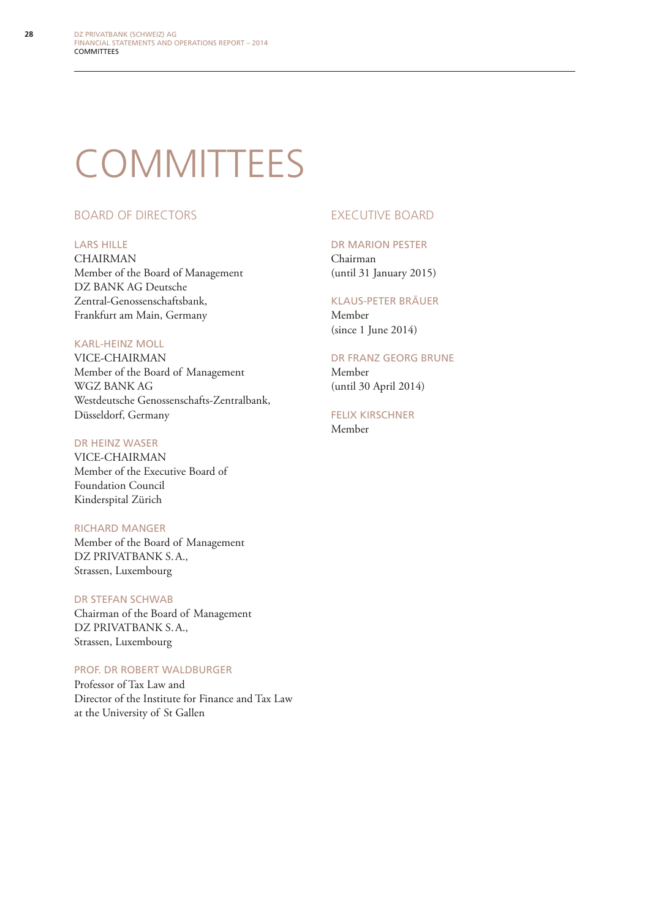# COMMITTEES

## BOARD OF DIRECTORS

### LARS HILLE

CHAIRMAN
Member of the Board of Management
DZ BANK AG Deutsche
Zentral-Genossenschaftsbank,
Frankfurt am Main, Germany

### KARL-HEINZ MOLL

VICE-CHAIRMAN
Member of the Board of Management
WGZ BANK AG
Westdeutsche Genossenschafts-Zentralbank,
Düsseldorf, Germany

### DR HEINZ WASER

VICE-CHAIRMAN
Member of the Executive Board of
Foundation Council
Kinderspital Zürich

### RICHARD MANGER

Member of the Board of Management
DZ PRIVATBANK S.A.,
Strassen, Luxembourg

### DR STEFAN SCHWAB

Chairman of the Board of Management
DZ PRIVATBANK S.A.,
Strassen, Luxembourg

### PROF. DR ROBERT WALDBURGER

Professor of Tax Law and
Director of the Institute for Finance and Tax Law
at the University of St Gallen

## EXECUTIVE BOARD

### DR MARION PESTER

Chairman
(until 31 January 2015)

### KLAUS-PETER BRÄUER

Member
(since 1 June 2014)

### DR FRANZ GEORG BRUNE

Member
(until 30 April 2014)

### FELIX KIRSCHNER

Member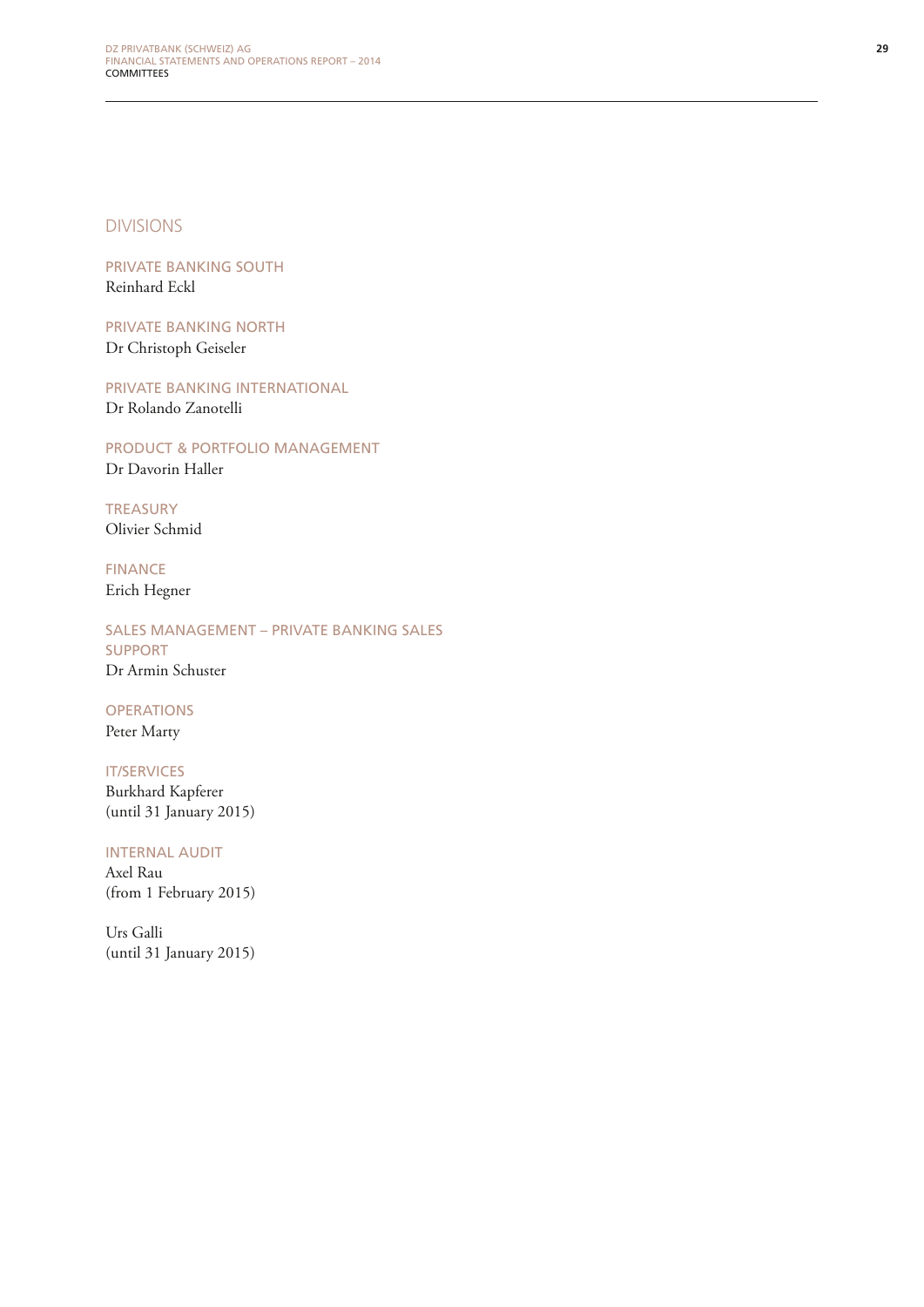## DIVISIONS

### PRIVATE BANKING SOUTH
Reinhard Eckl

### PRIVATE BANKING NORTH
Dr Christoph Geiseler

### PRIVATE BANKING INTERNATIONAL
Dr Rolando Zanotelli

### PRODUCT & PORTFOLIO MANAGEMENT
Dr Davorin Haller

### TREASURY
Olivier Schmid

### FINANCE
Erich Hegner

### SALES MANAGEMENT – PRIVATE BANKING SALES SUPPORT
Dr Armin Schuster

### OPERATIONS
Peter Marty

### IT/SERVICES
Burkhard Kapferer
(until 31 January 2015)

### INTERNAL AUDIT
Axel Rau
(from 1 February 2015)

Urs Galli
(until 31 January 2015)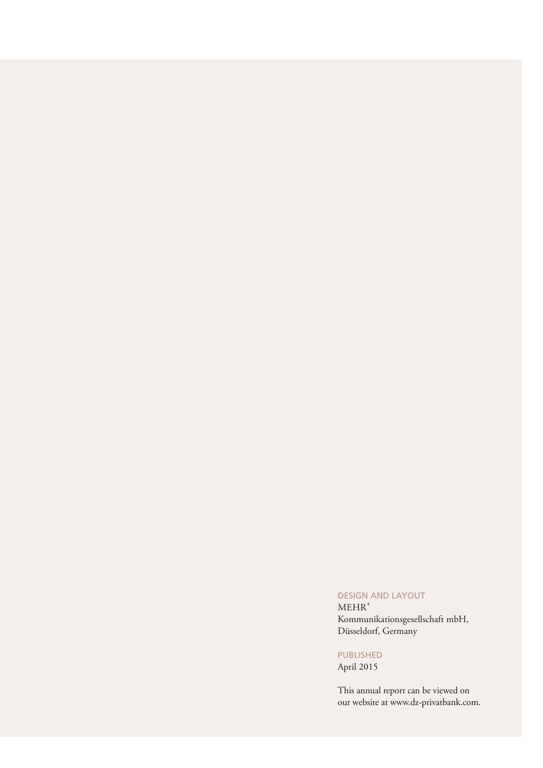DESIGN AND LAYOUT
MEHR⁺
Kommunikationsgesellschaft mbH,
Düsseldorf, Germany

PUBLISHED
April 2015

This annual report can be viewed on our website at www.dz-privatbank.com.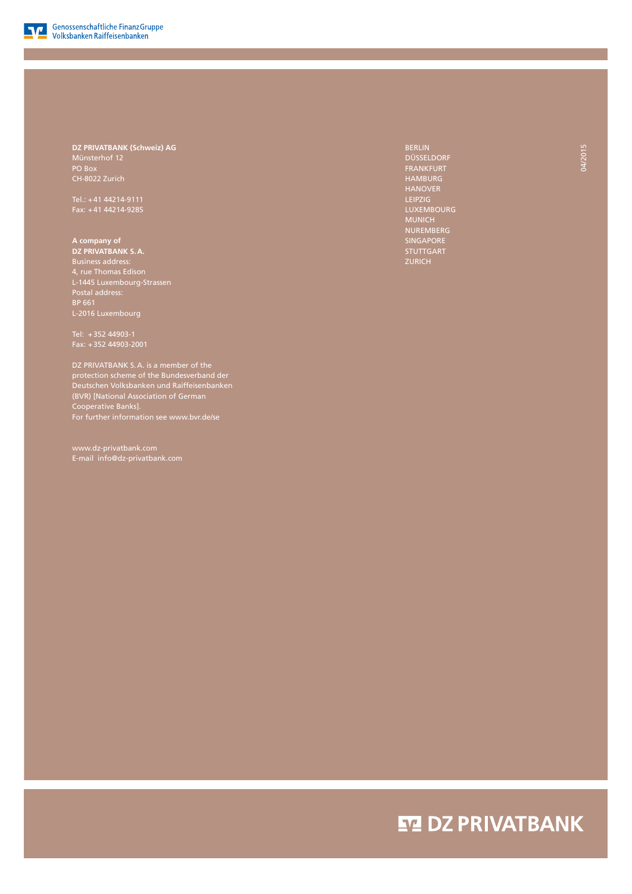Genossenschaftliche FinanzGruppe
Volksbanken Raiffeisenbanken

**DZ PRIVATBANK (Schweiz) AG**
Münsterhof 12
PO Box
CH-8022 Zurich

Tel.: +41 44214-9111
Fax: +41 44214-9285

**A company of**
**DZ PRIVATBANK S. A.**
Business address:
4, rue Thomas Edison
L-1445 Luxembourg-Strassen
Postal address:
BP 661
L-2016 Luxembourg

Tel: +352 44903-1
Fax: +352 44903-2001

DZ PRIVATBANK S. A. is a member of the protection scheme of the Bundesverband der Deutschen Volksbanken und Raiffeisenbanken (BVR) [National Association of German Cooperative Banks].
For further information see www.bvr.de/se

www.dz-privatbank.com
E-mail info@dz-privatbank.com

BERLIN
DÜSSELDORF
FRANKFURT
HAMBURG
HANOVER
LEIPZIG
LUXEMBOURG
MUNICH
NUREMBERG
SINGAPORE
STUTTGART
ZURICH

04/2015

DZ PRIVATBANK